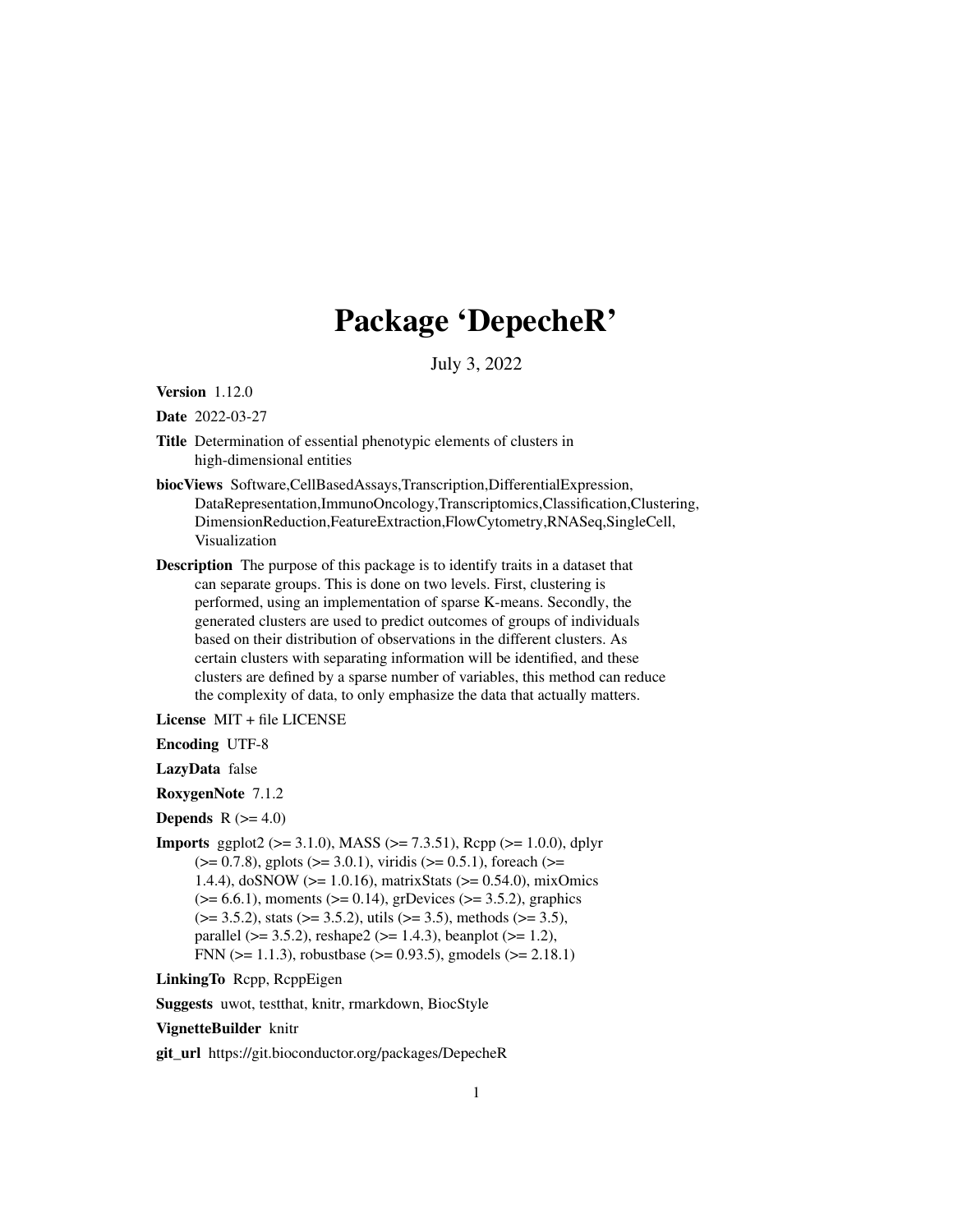# Package 'DepecheR'

July 3, 2022

**Version** 1.12.0

**Date** 2022-03-27

**Title** Determination of essential phenotypic elements of clusters in high-dimensional entities

**biocViews** Software,CellBasedAssays,Transcription,DifferentialExpression, DataRepresentation,ImmunoOncology,Transcriptomics,Classification,Clustering, DimensionReduction,FeatureExtraction,FlowCytometry,RNASeq,SingleCell, Visualization

**Description** The purpose of this package is to identify traits in a dataset that can separate groups. This is done on two levels. First, clustering is performed, using an implementation of sparse K-means. Secondly, the generated clusters are used to predict outcomes of groups of individuals based on their distribution of observations in the different clusters. As certain clusters with separating information will be identified, and these clusters are defined by a sparse number of variables, this method can reduce the complexity of data, to only emphasize the data that actually matters.

**License** MIT + file LICENSE

**Encoding** UTF-8

**LazyData** false

**RoxygenNote** 7.1.2

**Depends** R (>= 4.0)

**Imports** ggplot2 (>= 3.1.0), MASS (>= 7.3.51), Rcpp (>= 1.0.0), dplyr (>= 0.7.8), gplots (>= 3.0.1), viridis (>= 0.5.1), foreach (>= 1.4.4), doSNOW (>= 1.0.16), matrixStats (>= 0.54.0), mixOmics (>= 6.6.1), moments (>= 0.14), grDevices (>= 3.5.2), graphics (>= 3.5.2), stats (>= 3.5.2), utils (>= 3.5), methods (>= 3.5), parallel (>= 3.5.2), reshape2 (>= 1.4.3), beanplot (>= 1.2), FNN (>= 1.1.3), robustbase (>= 0.93.5), gmodels (>= 2.18.1)

**LinkingTo** Rcpp, RcppEigen

**Suggests** uwot, testthat, knitr, rmarkdown, BiocStyle

**VignetteBuilder** knitr

**git_url** https://git.bioconductor.org/packages/DepecheR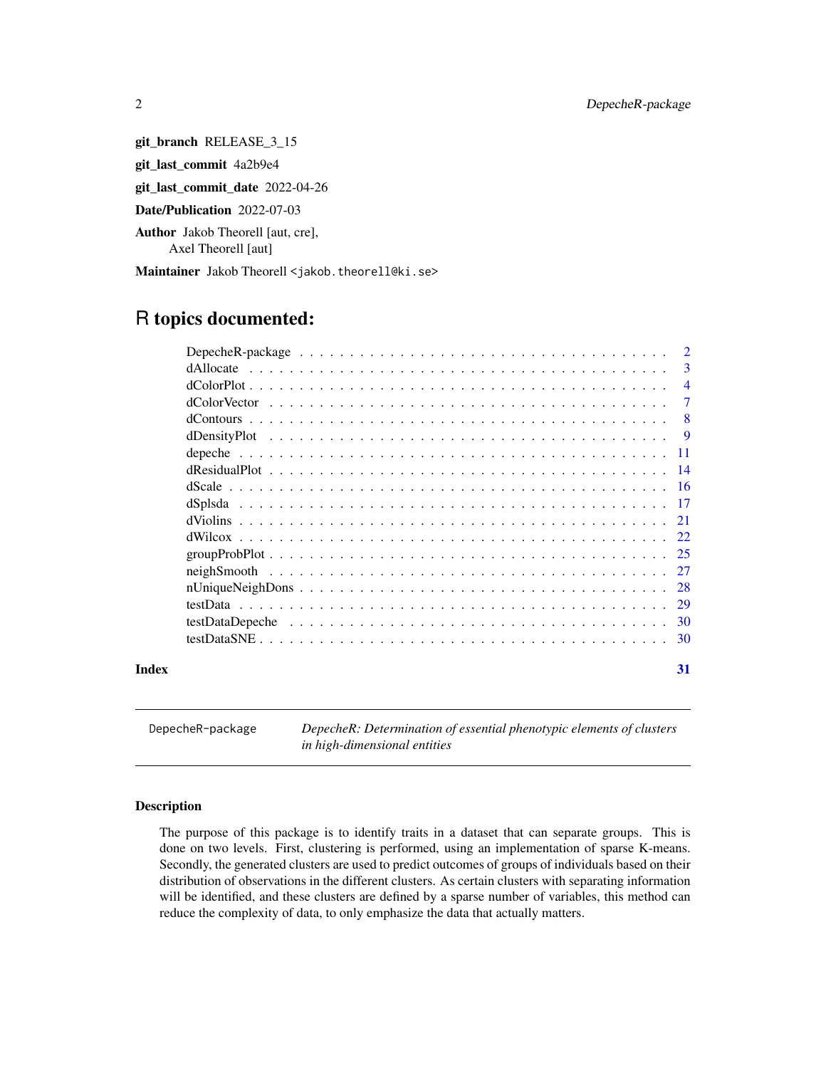**git_branch** RELEASE_3_15

**git_last_commit** 4a2b9e4

**git_last_commit_date** 2022-04-26

**Date/Publication** 2022-07-03

**Author** Jakob Theorell [aut, cre],
Axel Theorell [aut]

**Maintainer** Jakob Theorell <jakob.theorell@ki.se>

# R topics documented:

| | |
|---|---|
| DepecheR-package | 2 |
| dAllocate | 3 |
| dColorPlot | 4 |
| dColorVector | 7 |
| dContours | 8 |
| dDensityPlot | 9 |
| depeche | 11 |
| dResidualPlot | 14 |
| dScale | 16 |
| dSplsda | 17 |
| dViolins | 21 |
| dWilcox | 22 |
| groupProbPlot | 25 |
| neighSmooth | 27 |
| nUniqueNeighDons | 28 |
| testData | 29 |
| testDataDepeche | 30 |
| testDataSNE | 30 |

**Index** **31**

---

`DepecheR-package` *DepecheR: Determination of essential phenotypic elements of clusters in high-dimensional entities*

---

### Description

The purpose of this package is to identify traits in a dataset that can separate groups. This is done on two levels. First, clustering is performed, using an implementation of sparse K-means. Secondly, the generated clusters are used to predict outcomes of groups of individuals based on their distribution of observations in the different clusters. As certain clusters with separating information will be identified, and these clusters are defined by a sparse number of variables, this method can reduce the complexity of data, to only emphasize the data that actually matters.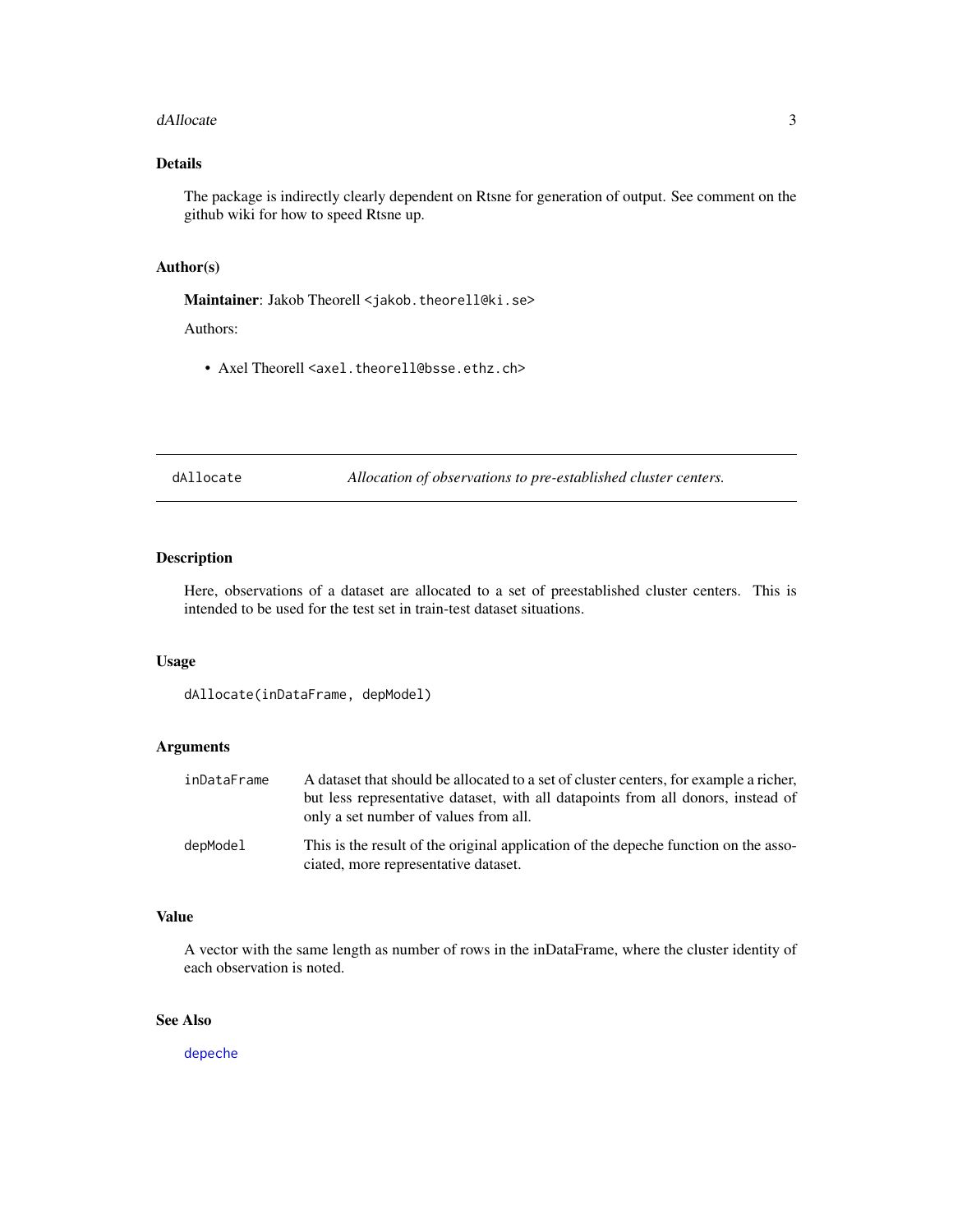## Details

The package is indirectly clearly dependent on Rtsne for generation of output. See comment on the github wiki for how to speed Rtsne up.

## Author(s)

**Maintainer**: Jakob Theorell <jakob.theorell@ki.se>

Authors:

- Axel Theorell <axel.theorell@bsse.ethz.ch>

---

# dAllocate — *Allocation of observations to pre-established cluster centers.*

---

## Description

Here, observations of a dataset are allocated to a set of preestablished cluster centers. This is intended to be used for the test set in train-test dataset situations.

## Usage

```
dAllocate(inDataFrame, depModel)
```

## Arguments

| | |
|---|---|
| inDataFrame | A dataset that should be allocated to a set of cluster centers, for example a richer, but less representative dataset, with all datapoints from all donors, instead of only a set number of values from all. |
| depModel | This is the result of the original application of the depeche function on the associated, more representative dataset. |

## Value

A vector with the same length as number of rows in the inDataFrame, where the cluster identity of each observation is noted.

## See Also

depeche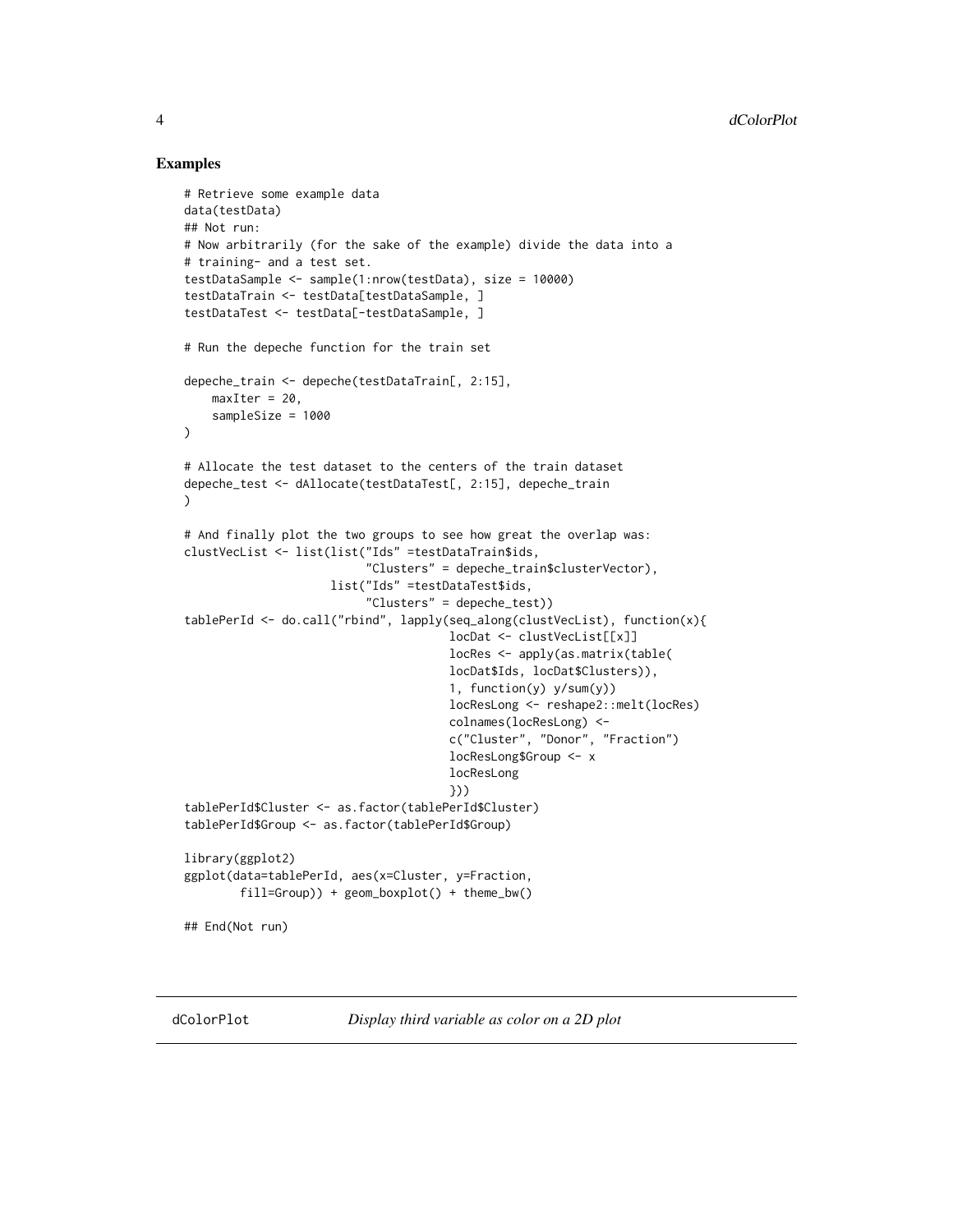## Examples

```
# Retrieve some example data
data(testData)
## Not run:
# Now arbitrarily (for the sake of the example) divide the data into a
# training- and a test set.
testDataSample <- sample(1:nrow(testData), size = 10000)
testDataTrain <- testData[testDataSample, ]
testDataTest <- testData[-testDataSample, ]

# Run the depeche function for the train set

depeche_train <- depeche(testDataTrain[, 2:15],
    maxIter = 20,
    sampleSize = 1000
)

# Allocate the test dataset to the centers of the train dataset
depeche_test <- dAllocate(testDataTest[, 2:15], depeche_train
)

# And finally plot the two groups to see how great the overlap was:
clustVecList <- list(list("Ids" =testDataTrain$ids,
                          "Clusters" = depeche_train$clusterVector),
                     list("Ids" =testDataTest$ids,
                          "Clusters" = depeche_test))
tablePerId <- do.call("rbind", lapply(seq_along(clustVecList), function(x){
                                      locDat <- clustVecList[[x]]
                                      locRes <- apply(as.matrix(table(
                                      locDat$Ids, locDat$Clusters)),
                                      1, function(y) y/sum(y))
                                      locResLong <- reshape2::melt(locRes)
                                      colnames(locResLong) <-
                                      c("Cluster", "Donor", "Fraction")
                                      locResLong$Group <- x
                                      locResLong
                                      }))
tablePerId$Cluster <- as.factor(tablePerId$Cluster)
tablePerId$Group <- as.factor(tablePerId$Group)

library(ggplot2)
ggplot(data=tablePerId, aes(x=Cluster, y=Fraction,
        fill=Group)) + geom_boxplot() + theme_bw()

## End(Not run)
```

---

## dColorPlot *Display third variable as color on a 2D plot*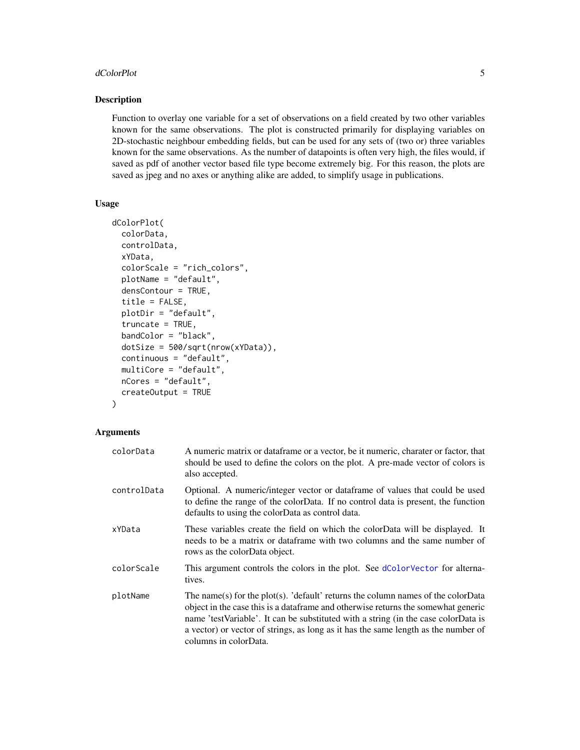## Description

Function to overlay one variable for a set of observations on a field created by two other variables known for the same observations. The plot is constructed primarily for displaying variables on 2D-stochastic neighbour embedding fields, but can be used for any sets of (two or) three variables known for the same observations. As the number of datapoints is often very high, the files would, if saved as pdf of another vector based file type become extremely big. For this reason, the plots are saved as jpeg and no axes or anything alike are added, to simplify usage in publications.

## Usage

```
dColorPlot(
  colorData,
  controlData,
  xYData,
  colorScale = "rich_colors",
  plotName = "default",
  densContour = TRUE,
  title = FALSE,
  plotDir = "default",
  truncate = TRUE,
  bandColor = "black",
  dotSize = 500/sqrt(nrow(xYData)),
  continuous = "default",
  multiCore = "default",
  nCores = "default",
  createOutput = TRUE
)
```

## Arguments

| | |
|---|---|
| `colorData` | A numeric matrix or dataframe or a vector, be it numeric, charater or factor, that should be used to define the colors on the plot. A pre-made vector of colors is also accepted. |
| `controlData` | Optional. A numeric/integer vector or dataframe of values that could be used to define the range of the colorData. If no control data is present, the function defaults to using the colorData as control data. |
| `xYData` | These variables create the field on which the colorData will be displayed. It needs to be a matrix or dataframe with two columns and the same number of rows as the colorData object. |
| `colorScale` | This argument controls the colors in the plot. See `dColorVector` for alternatives. |
| `plotName` | The name(s) for the plot(s). 'default' returns the column names of the colorData object in the case this is a dataframe and otherwise returns the somewhat generic name 'testVariable'. It can be substituted with a string (in the case colorData is a vector) or vector of strings, as long as it has the same length as the number of columns in colorData. |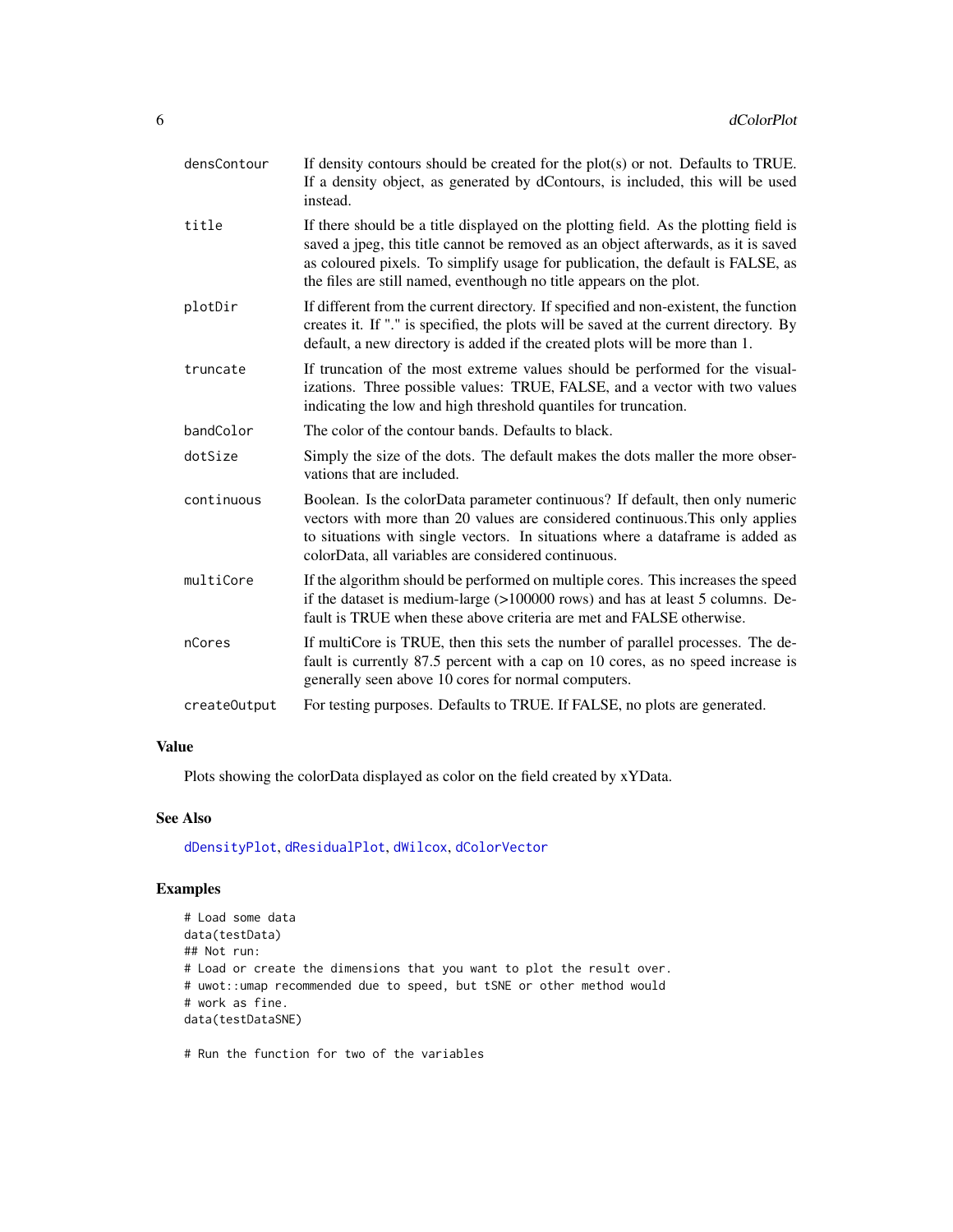| | |
|---|---|
| densContour | If density contours should be created for the plot(s) or not. Defaults to TRUE. If a density object, as generated by dContours, is included, this will be used instead. |
| title | If there should be a title displayed on the plotting field. As the plotting field is saved a jpeg, this title cannot be removed as an object afterwards, as it is saved as coloured pixels. To simplify usage for publication, the default is FALSE, as the files are still named, eventhough no title appears on the plot. |
| plotDir | If different from the current directory. If specified and non-existent, the function creates it. If "." is specified, the plots will be saved at the current directory. By default, a new directory is added if the created plots will be more than 1. |
| truncate | If truncation of the most extreme values should be performed for the visualizations. Three possible values: TRUE, FALSE, and a vector with two values indicating the low and high threshold quantiles for truncation. |
| bandColor | The color of the contour bands. Defaults to black. |
| dotSize | Simply the size of the dots. The default makes the dots maller the more observations that are included. |
| continuous | Boolean. Is the colorData parameter continuous? If default, then only numeric vectors with more than 20 values are considered continuous.This only applies to situations with single vectors. In situations where a dataframe is added as colorData, all variables are considered continuous. |
| multiCore | If the algorithm should be performed on multiple cores. This increases the speed if the dataset is medium-large (>100000 rows) and has at least 5 columns. Default is TRUE when these above criteria are met and FALSE otherwise. |
| nCores | If multiCore is TRUE, then this sets the number of parallel processes. The default is currently 87.5 percent with a cap on 10 cores, as no speed increase is generally seen above 10 cores for normal computers. |
| createOutput | For testing purposes. Defaults to TRUE. If FALSE, no plots are generated. |

## Value

Plots showing the colorData displayed as color on the field created by xYData.

## See Also

dDensityPlot, dResidualPlot, dWilcox, dColorVector

## Examples

```
# Load some data
data(testData)
## Not run:
# Load or create the dimensions that you want to plot the result over.
# uwot::umap recommended due to speed, but tSNE or other method would
# work as fine.
data(testDataSNE)

# Run the function for two of the variables
```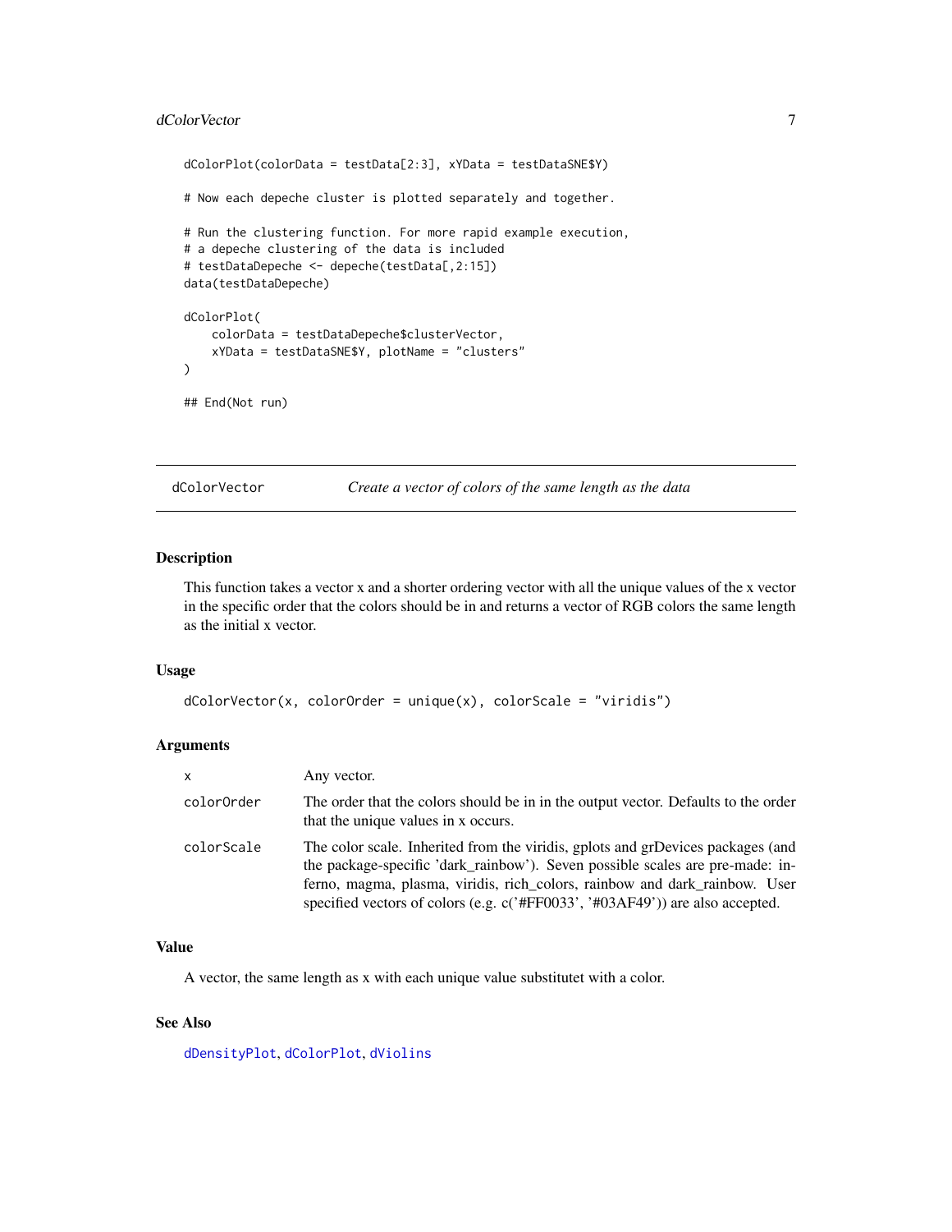```
dColorPlot(colorData = testData[2:3], xYData = testDataSNE$Y)

# Now each depeche cluster is plotted separately and together.

# Run the clustering function. For more rapid example execution,
# a depeche clustering of the data is included
# testDataDepeche <- depeche(testData[,2:15])
data(testDataDepeche)

dColorPlot(
    colorData = testDataDepeche$clusterVector,
    xYData = testDataSNE$Y, plotName = "clusters"
)

## End(Not run)
```

---

## dColorVector — *Create a vector of colors of the same length as the data*

### Description

This function takes a vector x and a shorter ordering vector with all the unique values of the x vector in the specific order that the colors should be in and returns a vector of RGB colors the same length as the initial x vector.

### Usage

```
dColorVector(x, colorOrder = unique(x), colorScale = "viridis")
```

### Arguments

| | |
|---|---|
| `x` | Any vector. |
| `colorOrder` | The order that the colors should be in in the output vector. Defaults to the order that the unique values in x occurs. |
| `colorScale` | The color scale. Inherited from the viridis, gplots and grDevices packages (and the package-specific 'dark_rainbow'). Seven possible scales are pre-made: inferno, magma, plasma, viridis, rich_colors, rainbow and dark_rainbow. User specified vectors of colors (e.g. c('#FF0033', '#03AF49')) are also accepted. |

### Value

A vector, the same length as x with each unique value substitutet with a color.

### See Also

`dDensityPlot`, `dColorPlot`, `dViolins`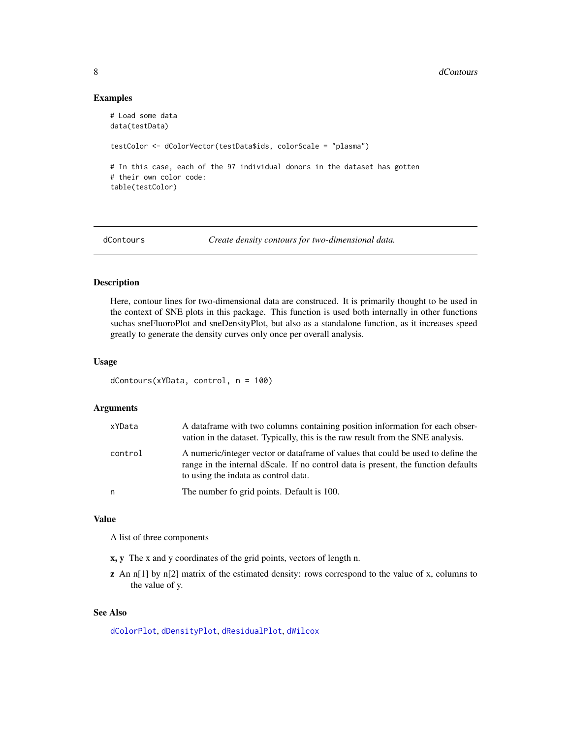## Examples

```
# Load some data
data(testData)

testColor <- dColorVector(testData$ids, colorScale = "plasma")

# In this case, each of the 97 individual donors in the dataset has gotten
# their own color code:
table(testColor)
```

---

# dContours *Create density contours for two-dimensional data.*

---

## Description

Here, contour lines for two-dimensional data are construced. It is primarily thought to be used in the context of SNE plots in this package. This function is used both internally in other functions suchas sneFluoroPlot and sneDensityPlot, but also as a standalone function, as it increases speed greatly to generate the density curves only once per overall analysis.

## Usage

```
dContours(xYData, control, n = 100)
```

## Arguments

| | |
|---|---|
| xYData | A dataframe with two columns containing position information for each observation in the dataset. Typically, this is the raw result from the SNE analysis. |
| control | A numeric/integer vector or dataframe of values that could be used to define the range in the internal dScale. If no control data is present, the function defaults to using the indata as control data. |
| n | The number fo grid points. Default is 100. |

## Value

A list of three components

- **x, y** The x and y coordinates of the grid points, vectors of length n.
- **z** An n[1] by n[2] matrix of the estimated density: rows correspond to the value of x, columns to the value of y.

## See Also

dColorPlot, dDensityPlot, dResidualPlot, dWilcox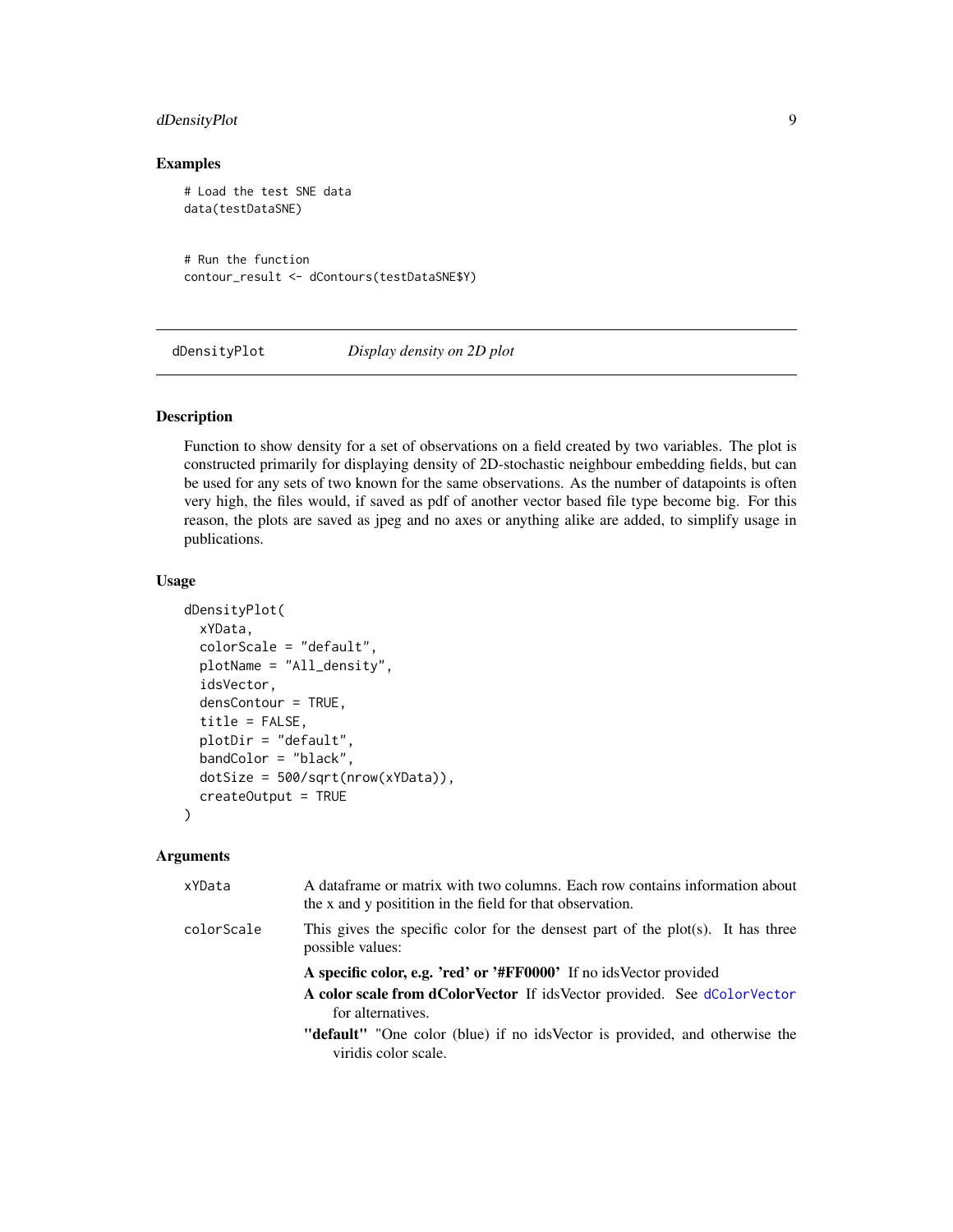## Examples

```
# Load the test SNE data
data(testDataSNE)


# Run the function
contour_result <- dContours(testDataSNE$Y)
```

---

# dDensityPlot — *Display density on 2D plot*

## Description

Function to show density for a set of observations on a field created by two variables. The plot is constructed primarily for displaying density of 2D-stochastic neighbour embedding fields, but can be used for any sets of two known for the same observations. As the number of datapoints is often very high, the files would, if saved as pdf of another vector based file type become big. For this reason, the plots are saved as jpeg and no axes or anything alike are added, to simplify usage in publications.

## Usage

```
dDensityPlot(
  xYData,
  colorScale = "default",
  plotName = "All_density",
  idsVector,
  densContour = TRUE,
  title = FALSE,
  plotDir = "default",
  bandColor = "black",
  dotSize = 500/sqrt(nrow(xYData)),
  createOutput = TRUE
)
```

## Arguments

`xYData` A dataframe or matrix with two columns. Each row contains information about the x and y positition in the field for that observation.

`colorScale` This gives the specific color for the densest part of the plot(s). It has three possible values:

- **A specific color, e.g. 'red' or '#FF0000'** If no idsVector provided
- **A color scale from dColorVector** If idsVector provided. See dColorVector for alternatives.
- **"default"** "One color (blue) if no idsVector is provided, and otherwise the viridis color scale.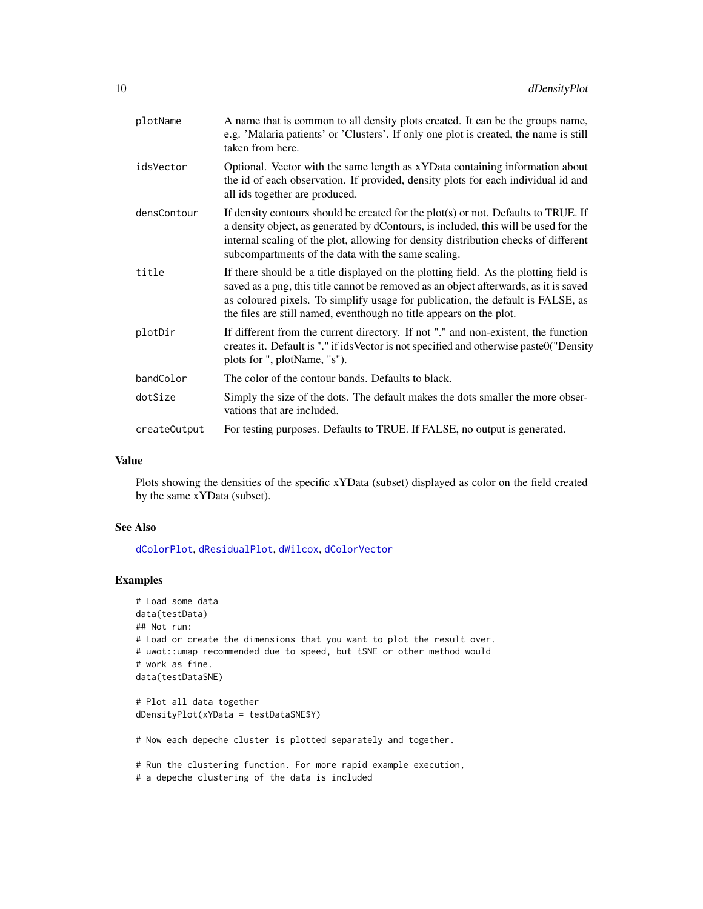| | |
|---|---|
| plotName | A name that is common to all density plots created. It can be the groups name, e.g. 'Malaria patients' or 'Clusters'. If only one plot is created, the name is still taken from here. |
| idsVector | Optional. Vector with the same length as xYData containing information about the id of each observation. If provided, density plots for each individual id and all ids together are produced. |
| densContour | If density contours should be created for the plot(s) or not. Defaults to TRUE. If a density object, as generated by dContours, is included, this will be used for the internal scaling of the plot, allowing for density distribution checks of different subcompartments of the data with the same scaling. |
| title | If there should be a title displayed on the plotting field. As the plotting field is saved as a png, this title cannot be removed as an object afterwards, as it is saved as coloured pixels. To simplify usage for publication, the default is FALSE, as the files are still named, eventhough no title appears on the plot. |
| plotDir | If different from the current directory. If not "." and non-existent, the function creates it. Default is "." if idsVector is not specified and otherwise paste0("Density plots for ", plotName, "s"). |
| bandColor | The color of the contour bands. Defaults to black. |
| dotSize | Simply the size of the dots. The default makes the dots smaller the more observations that are included. |
| createOutput | For testing purposes. Defaults to TRUE. If FALSE, no output is generated. |

## Value

Plots showing the densities of the specific xYData (subset) displayed as color on the field created by the same xYData (subset).

## See Also

dColorPlot, dResidualPlot, dWilcox, dColorVector

## Examples

```
# Load some data
data(testData)
## Not run:
# Load or create the dimensions that you want to plot the result over.
# uwot::umap recommended due to speed, but tSNE or other method would
# work as fine.
data(testDataSNE)

# Plot all data together
dDensityPlot(xYData = testDataSNE$Y)

# Now each depeche cluster is plotted separately and together.

# Run the clustering function. For more rapid example execution,
# a depeche clustering of the data is included
```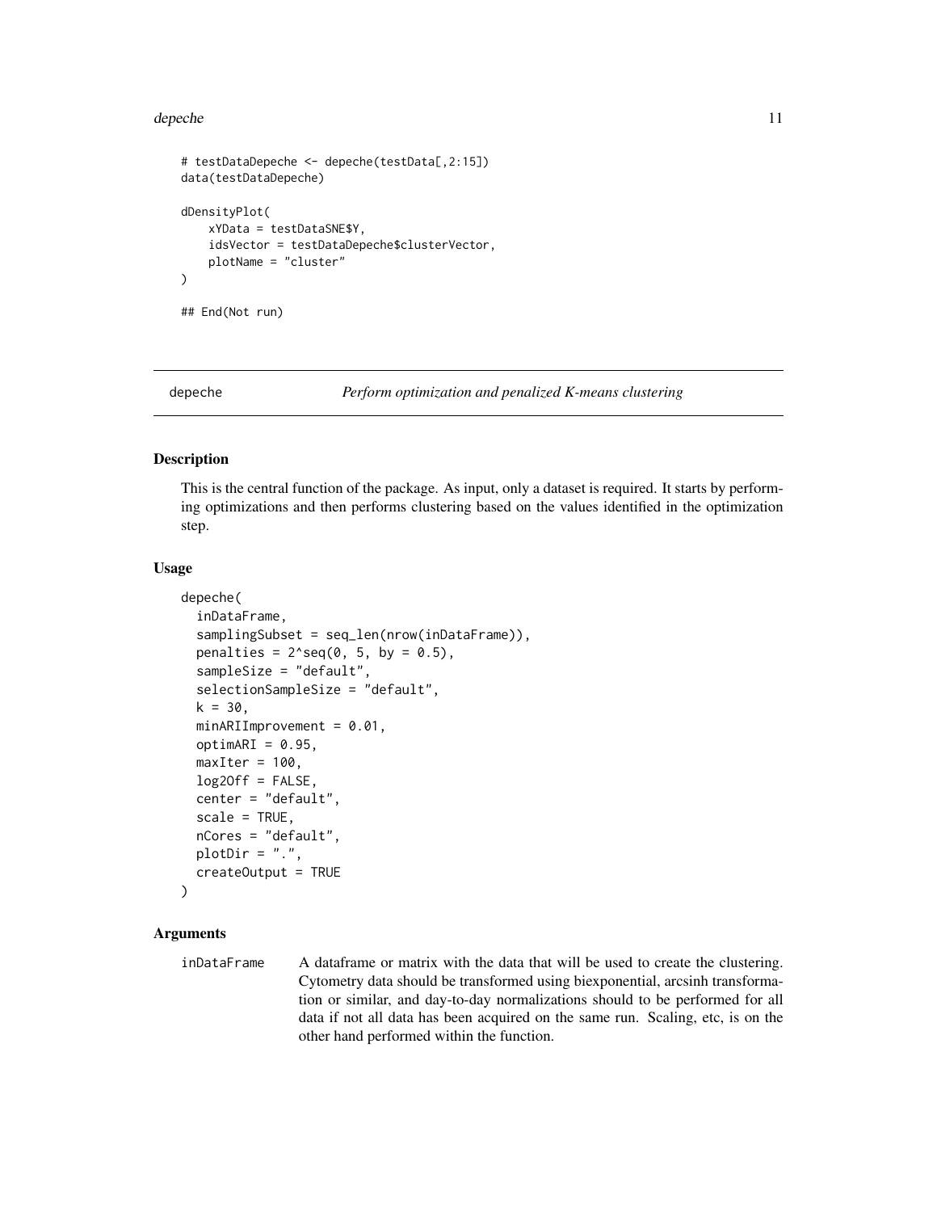```
# testDataDepeche <- depeche(testData[,2:15])
data(testDataDepeche)

dDensityPlot(
    xYData = testDataSNE$Y,
    idsVector = testDataDepeche$clusterVector,
    plotName = "cluster"
)

## End(Not run)
```

---

## depeche — *Perform optimization and penalized K-means clustering*

### Description

This is the central function of the package. As input, only a dataset is required. It starts by performing optimizations and then performs clustering based on the values identified in the optimization step.

### Usage

```
depeche(
  inDataFrame,
  samplingSubset = seq_len(nrow(inDataFrame)),
  penalties = 2^seq(0, 5, by = 0.5),
  sampleSize = "default",
  selectionSampleSize = "default",
  k = 30,
  minARIImprovement = 0.01,
  optimARI = 0.95,
  maxIter = 100,
  log2Off = FALSE,
  center = "default",
  scale = TRUE,
  nCores = "default",
  plotDir = ".",
  createOutput = TRUE
)
```

### Arguments

`inDataFrame` A dataframe or matrix with the data that will be used to create the clustering. Cytometry data should be transformed using biexponential, arcsinh transformation or similar, and day-to-day normalizations should to be performed for all data if not all data has been acquired on the same run. Scaling, etc, is on the other hand performed within the function.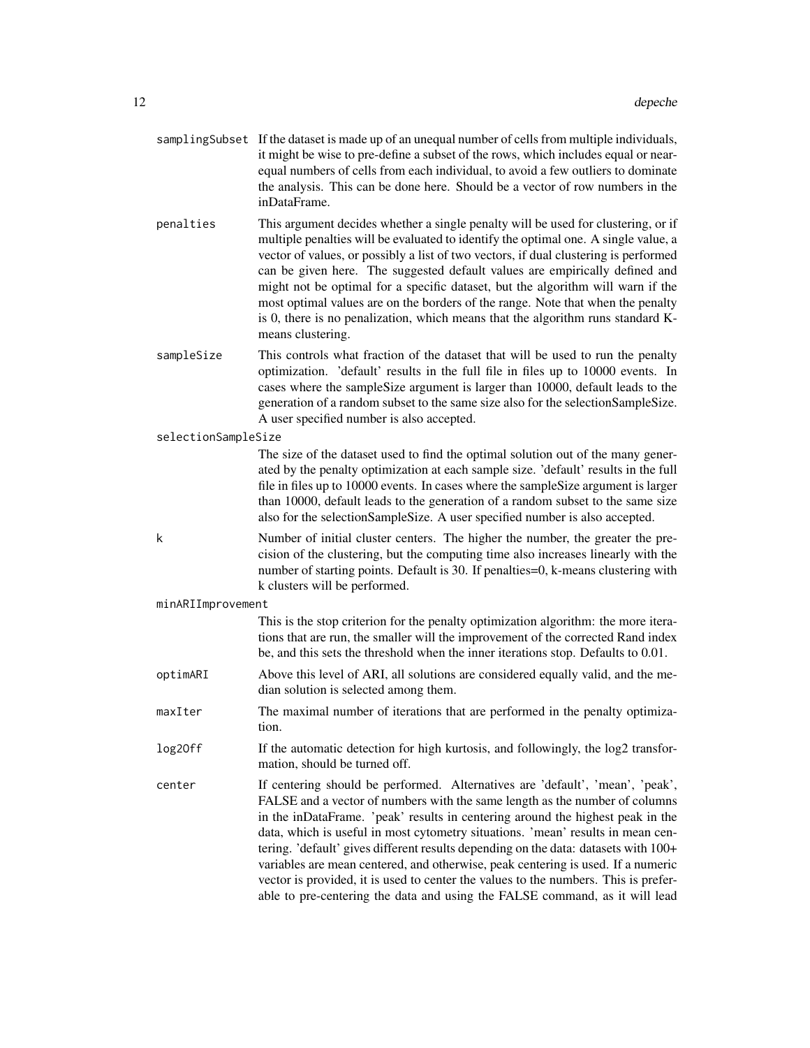samplingSubset
: If the dataset is made up of an unequal number of cells from multiple individuals, it might be wise to pre-define a subset of the rows, which includes equal or near-equal numbers of cells from each individual, to avoid a few outliers to dominate the analysis. This can be done here. Should be a vector of row numbers in the inDataFrame.

penalties
: This argument decides whether a single penalty will be used for clustering, or if multiple penalties will be evaluated to identify the optimal one. A single value, a vector of values, or possibly a list of two vectors, if dual clustering is performed can be given here. The suggested default values are empirically defined and might not be optimal for a specific dataset, but the algorithm will warn if the most optimal values are on the borders of the range. Note that when the penalty is 0, there is no penalization, which means that the algorithm runs standard K-means clustering.

sampleSize
: This controls what fraction of the dataset that will be used to run the penalty optimization. 'default' results in the full file in files up to 10000 events. In cases where the sampleSize argument is larger than 10000, default leads to the generation of a random subset to the same size also for the selectionSampleSize. A user specified number is also accepted.

selectionSampleSize
: The size of the dataset used to find the optimal solution out of the many generated by the penalty optimization at each sample size. 'default' results in the full file in files up to 10000 events. In cases where the sampleSize argument is larger than 10000, default leads to the generation of a random subset to the same size also for the selectionSampleSize. A user specified number is also accepted.

k
: Number of initial cluster centers. The higher the number, the greater the precision of the clustering, but the computing time also increases linearly with the number of starting points. Default is 30. If penalties=0, k-means clustering with k clusters will be performed.

minARIImprovement
: This is the stop criterion for the penalty optimization algorithm: the more iterations that are run, the smaller will the improvement of the corrected Rand index be, and this sets the threshold when the inner iterations stop. Defaults to 0.01.

optimARI
: Above this level of ARI, all solutions are considered equally valid, and the median solution is selected among them.

maxIter
: The maximal number of iterations that are performed in the penalty optimization.

log2Off
: If the automatic detection for high kurtosis, and followingly, the log2 transformation, should be turned off.

center
: If centering should be performed. Alternatives are 'default', 'mean', 'peak', FALSE and a vector of numbers with the same length as the number of columns in the inDataFrame. 'peak' results in centering around the highest peak in the data, which is useful in most cytometry situations. 'mean' results in mean centering. 'default' gives different results depending on the data: datasets with 100+ variables are mean centered, and otherwise, peak centering is used. If a numeric vector is provided, it is used to center the values to the numbers. This is preferable to pre-centering the data and using the FALSE command, as it will lead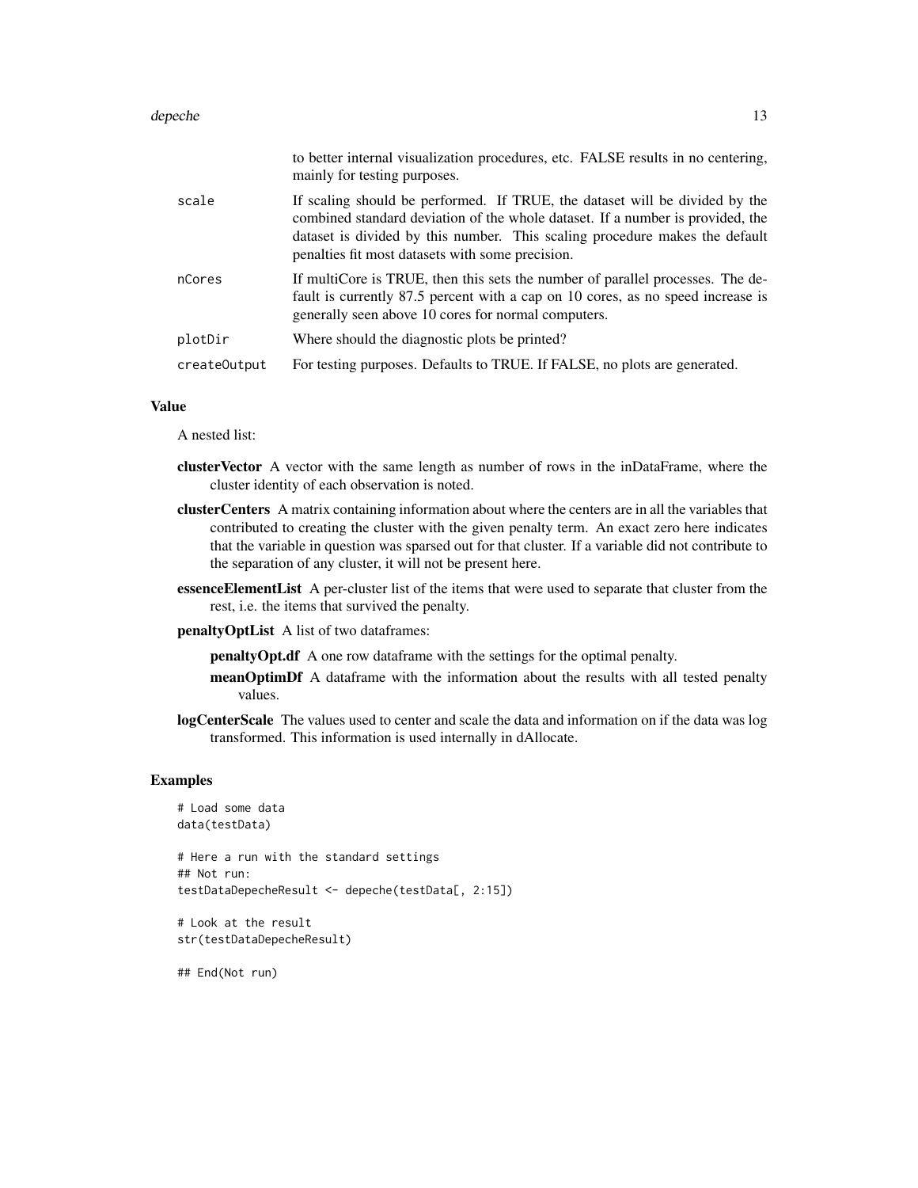| | |
|---|---|
| | to better internal visualization procedures, etc. FALSE results in no centering, mainly for testing purposes. |
| scale | If scaling should be performed. If TRUE, the dataset will be divided by the combined standard deviation of the whole dataset. If a number is provided, the dataset is divided by this number. This scaling procedure makes the default penalties fit most datasets with some precision. |
| nCores | If multiCore is TRUE, then this sets the number of parallel processes. The default is currently 87.5 percent with a cap on 10 cores, as no speed increase is generally seen above 10 cores for normal computers. |
| plotDir | Where should the diagnostic plots be printed? |
| createOutput | For testing purposes. Defaults to TRUE. If FALSE, no plots are generated. |

### Value

A nested list:

**clusterVector** A vector with the same length as number of rows in the inDataFrame, where the cluster identity of each observation is noted.

**clusterCenters** A matrix containing information about where the centers are in all the variables that contributed to creating the cluster with the given penalty term. An exact zero here indicates that the variable in question was sparsed out for that cluster. If a variable did not contribute to the separation of any cluster, it will not be present here.

**essenceElementList** A per-cluster list of the items that were used to separate that cluster from the rest, i.e. the items that survived the penalty.

**penaltyOptList** A list of two dataframes:

- **penaltyOpt.df** A one row dataframe with the settings for the optimal penalty.
- **meanOptimDf** A dataframe with the information about the results with all tested penalty values.

**logCenterScale** The values used to center and scale the data and information on if the data was log transformed. This information is used internally in dAllocate.

### Examples

```
# Load some data
data(testData)

# Here a run with the standard settings
## Not run:
testDataDepecheResult <- depeche(testData[, 2:15])

# Look at the result
str(testDataDepecheResult)

## End(Not run)
```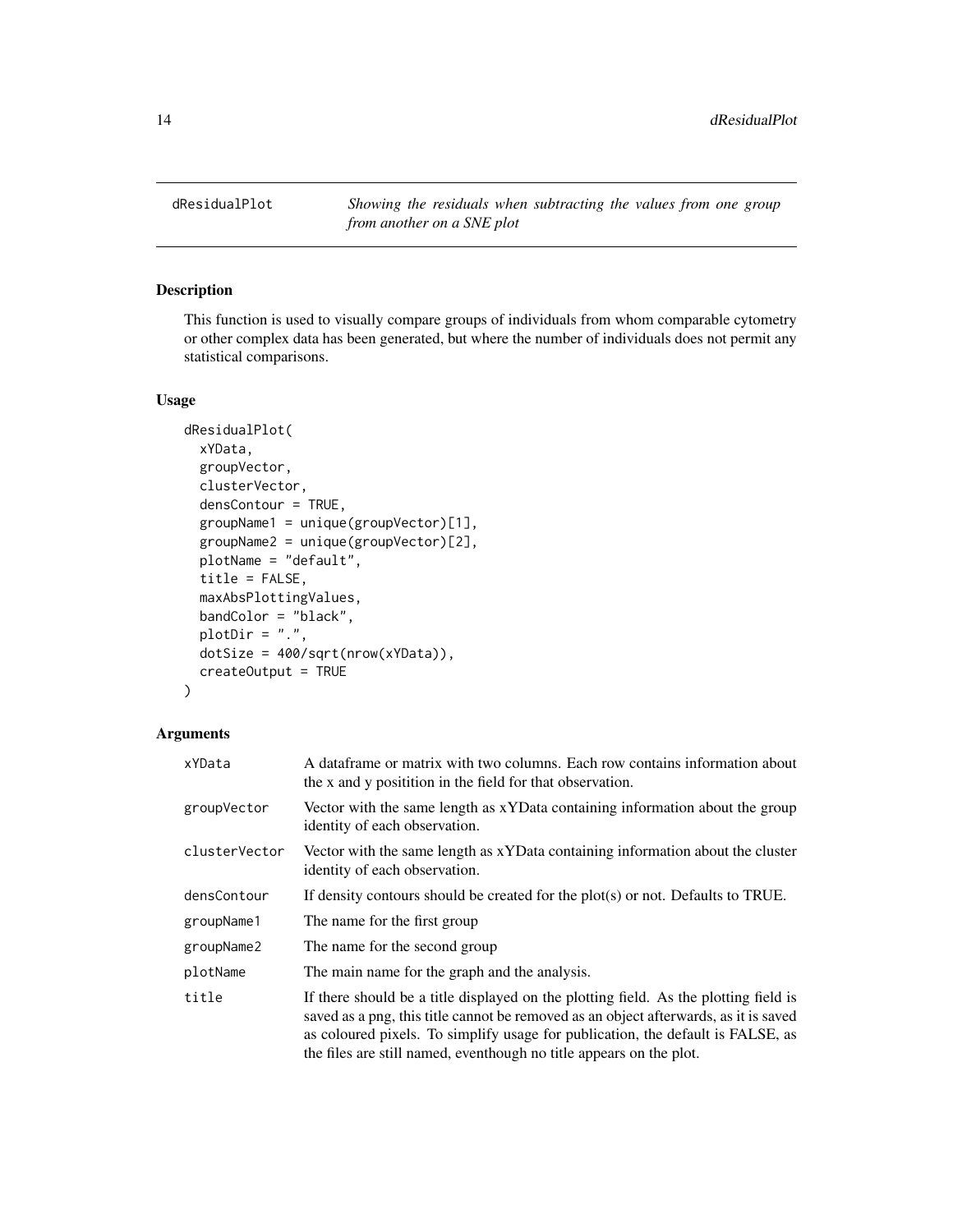## dResidualPlot

*Showing the residuals when subtracting the values from one group from another on a SNE plot*

### Description

This function is used to visually compare groups of individuals from whom comparable cytometry or other complex data has been generated, but where the number of individuals does not permit any statistical comparisons.

### Usage

```
dResidualPlot(
  xYData,
  groupVector,
  clusterVector,
  densContour = TRUE,
  groupName1 = unique(groupVector)[1],
  groupName2 = unique(groupVector)[2],
  plotName = "default",
  title = FALSE,
  maxAbsPlottingValues,
  bandColor = "black",
  plotDir = ".",
  dotSize = 400/sqrt(nrow(xYData)),
  createOutput = TRUE
)
```

### Arguments

| | |
|---|---|
| xYData | A dataframe or matrix with two columns. Each row contains information about the x and y positition in the field for that observation. |
| groupVector | Vector with the same length as xYData containing information about the group identity of each observation. |
| clusterVector | Vector with the same length as xYData containing information about the cluster identity of each observation. |
| densContour | If density contours should be created for the plot(s) or not. Defaults to TRUE. |
| groupName1 | The name for the first group |
| groupName2 | The name for the second group |
| plotName | The main name for the graph and the analysis. |
| title | If there should be a title displayed on the plotting field. As the plotting field is saved as a png, this title cannot be removed as an object afterwards, as it is saved as coloured pixels. To simplify usage for publication, the default is FALSE, as the files are still named, eventhough no title appears on the plot. |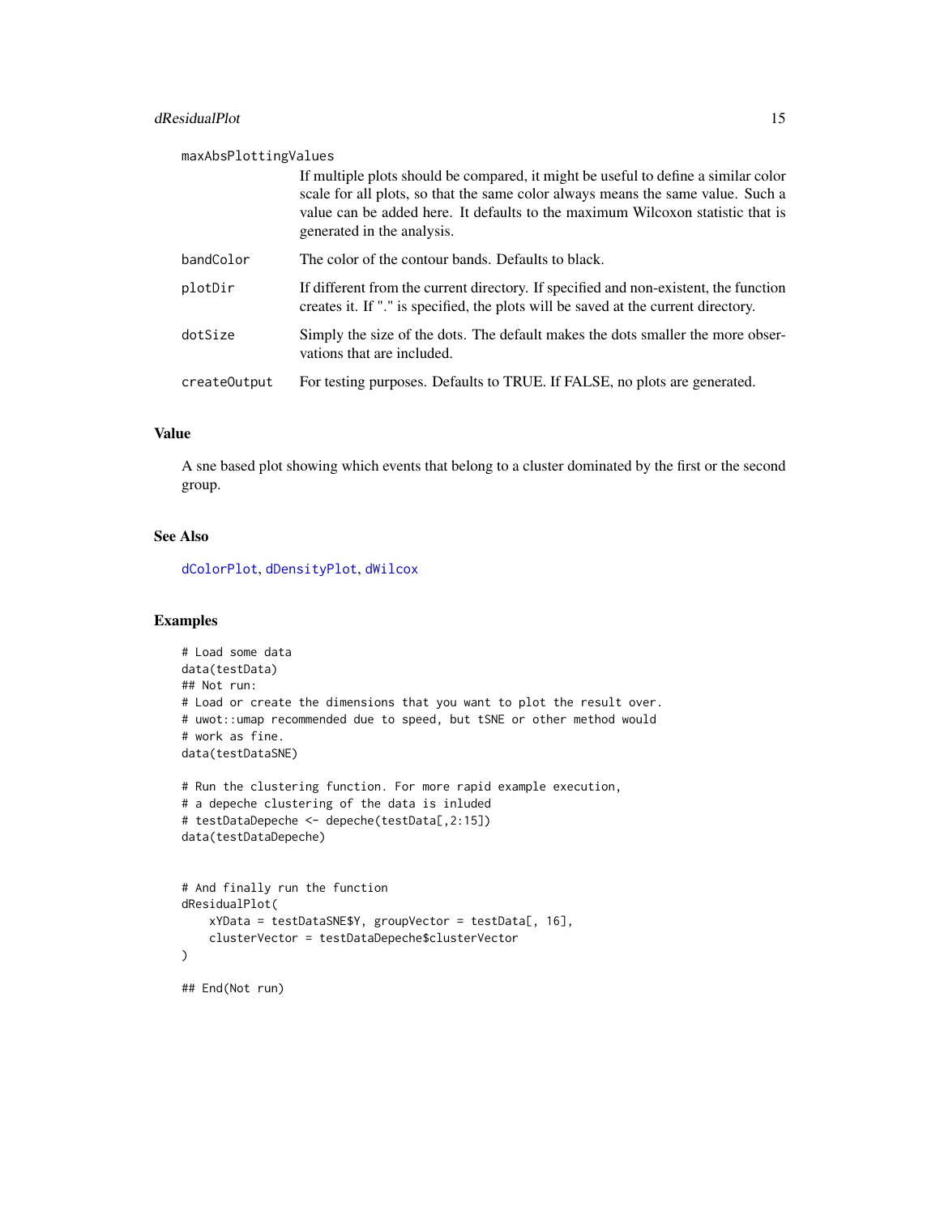maxAbsPlottingValues

If multiple plots should be compared, it might be useful to define a similar color scale for all plots, so that the same color always means the same value. Such a value can be added here. It defaults to the maximum Wilcoxon statistic that is generated in the analysis.

bandColor
The color of the contour bands. Defaults to black.

plotDir
If different from the current directory. If specified and non-existent, the function creates it. If "." is specified, the plots will be saved at the current directory.

dotSize
Simply the size of the dots. The default makes the dots smaller the more observations that are included.

createOutput
For testing purposes. Defaults to TRUE. If FALSE, no plots are generated.

## Value

A sne based plot showing which events that belong to a cluster dominated by the first or the second group.

## See Also

dColorPlot, dDensityPlot, dWilcox

## Examples

```
# Load some data
data(testData)
## Not run:
# Load or create the dimensions that you want to plot the result over.
# uwot::umap recommended due to speed, but tSNE or other method would
# work as fine.
data(testDataSNE)

# Run the clustering function. For more rapid example execution,
# a depeche clustering of the data is inluded
# testDataDepeche <- depeche(testData[,2:15])
data(testDataDepeche)


# And finally run the function
dResidualPlot(
    xYData = testDataSNE$Y, groupVector = testData[, 16],
    clusterVector = testDataDepeche$clusterVector
)

## End(Not run)
```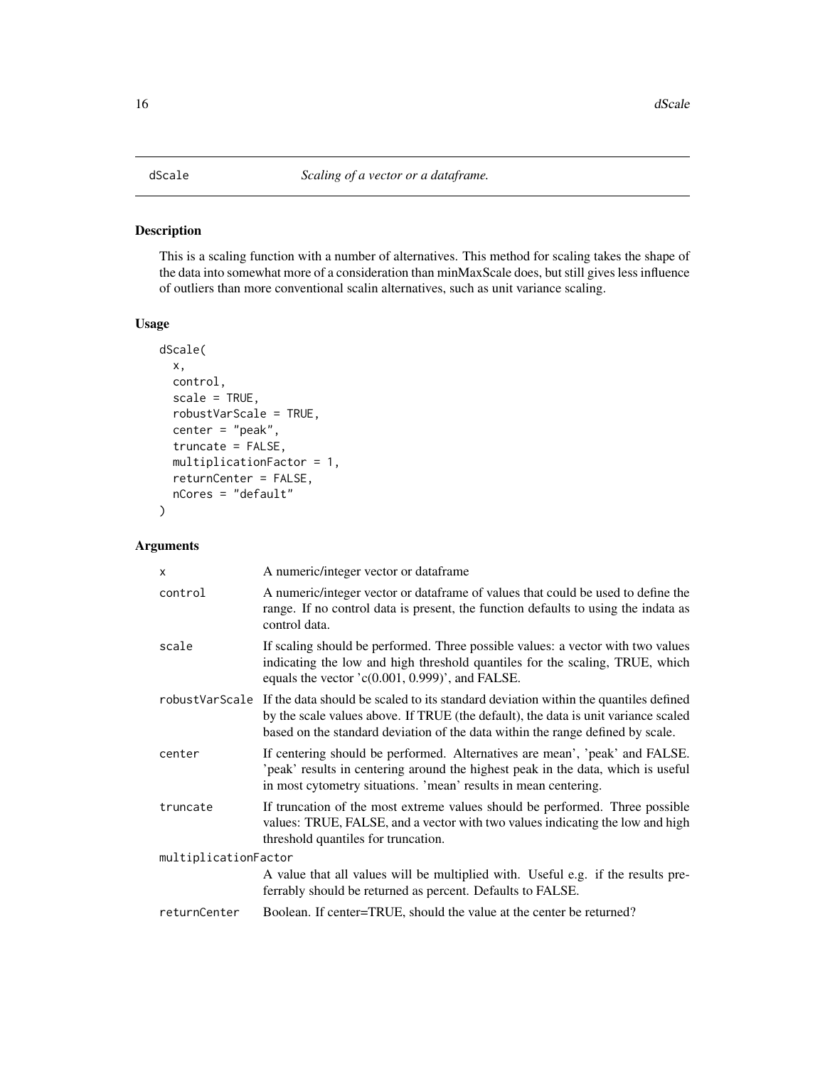# dScale *Scaling of a vector or a dataframe.*

## Description

This is a scaling function with a number of alternatives. This method for scaling takes the shape of the data into somewhat more of a consideration than minMaxScale does, but still gives less influence of outliers than more conventional scalin alternatives, such as unit variance scaling.

## Usage

```
dScale(
  x,
  control,
  scale = TRUE,
  robustVarScale = TRUE,
  center = "peak",
  truncate = FALSE,
  multiplicationFactor = 1,
  returnCenter = FALSE,
  nCores = "default"
)
```

## Arguments

| | |
|---|---|
| x | A numeric/integer vector or dataframe |
| control | A numeric/integer vector or dataframe of values that could be used to define the range. If no control data is present, the function defaults to using the indata as control data. |
| scale | If scaling should be performed. Three possible values: a vector with two values indicating the low and high threshold quantiles for the scaling, TRUE, which equals the vector 'c(0.001, 0.999)', and FALSE. |
| robustVarScale | If the data should be scaled to its standard deviation within the quantiles defined by the scale values above. If TRUE (the default), the data is unit variance scaled based on the standard deviation of the data within the range defined by scale. |
| center | If centering should be performed. Alternatives are mean', 'peak' and FALSE. 'peak' results in centering around the highest peak in the data, which is useful in most cytometry situations. 'mean' results in mean centering. |
| truncate | If truncation of the most extreme values should be performed. Three possible values: TRUE, FALSE, and a vector with two values indicating the low and high threshold quantiles for truncation. |
| multiplicationFactor | A value that all values will be multiplied with. Useful e.g. if the results preferrably should be returned as percent. Defaults to FALSE. |
| returnCenter | Boolean. If center=TRUE, should the value at the center be returned? |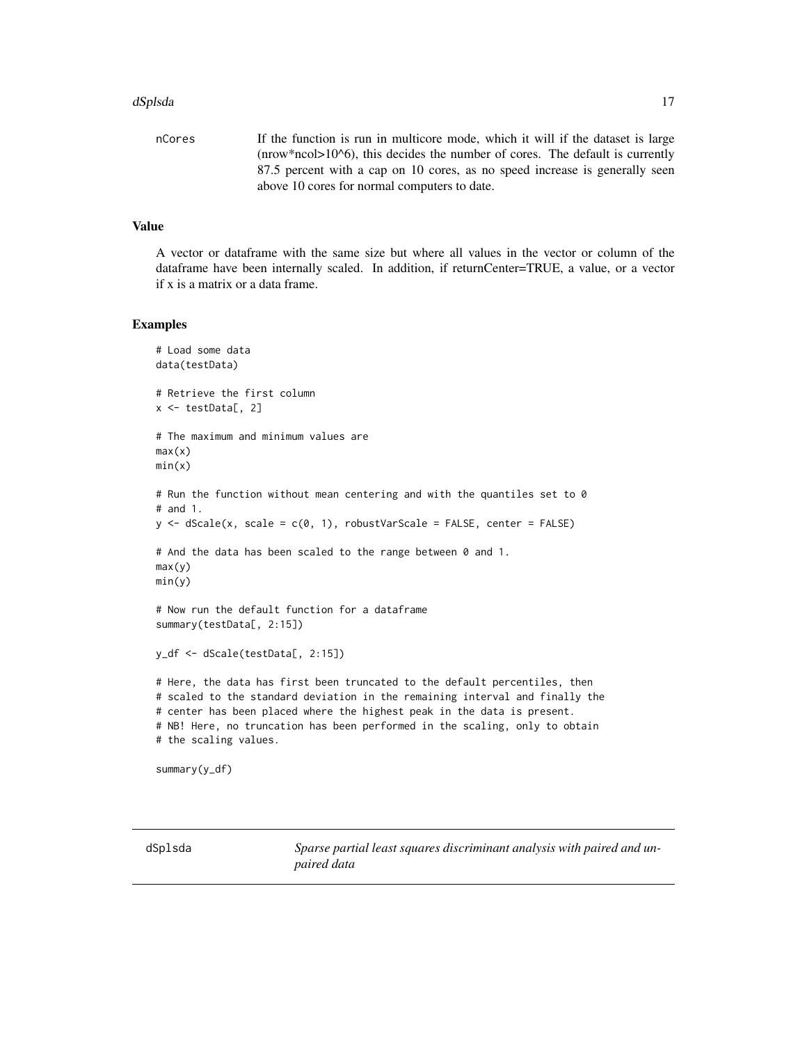nCores If the function is run in multicore mode, which it will if the dataset is large (nrow*ncol>10^6), this decides the number of cores. The default is currently 87.5 percent with a cap on 10 cores, as no speed increase is generally seen above 10 cores for normal computers to date.

## Value

A vector or dataframe with the same size but where all values in the vector or column of the dataframe have been internally scaled. In addition, if returnCenter=TRUE, a value, or a vector if x is a matrix or a data frame.

## Examples

```
# Load some data
data(testData)

# Retrieve the first column
x <- testData[, 2]

# The maximum and minimum values are
max(x)
min(x)

# Run the function without mean centering and with the quantiles set to 0
# and 1.
y <- dScale(x, scale = c(0, 1), robustVarScale = FALSE, center = FALSE)

# And the data has been scaled to the range between 0 and 1.
max(y)
min(y)

# Now run the default function for a dataframe
summary(testData[, 2:15])

y_df <- dScale(testData[, 2:15])

# Here, the data has first been truncated to the default percentiles, then
# scaled to the standard deviation in the remaining interval and finally the
# center has been placed where the highest peak in the data is present.
# NB! Here, no truncation has been performed in the scaling, only to obtain
# the scaling values.

summary(y_df)
```

---

# dSplsda *Sparse partial least squares discriminant analysis with paired and unpaired data*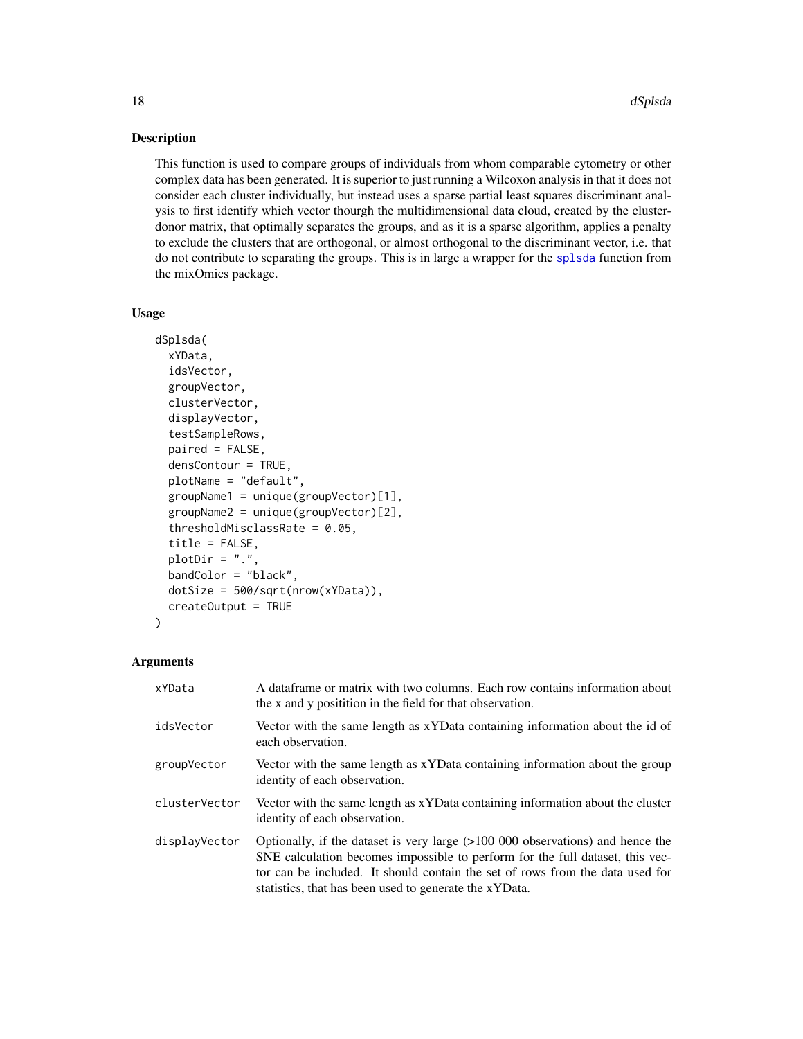## Description

This function is used to compare groups of individuals from whom comparable cytometry or other complex data has been generated. It is superior to just running a Wilcoxon analysis in that it does not consider each cluster individually, but instead uses a sparse partial least squares discriminant analysis to first identify which vector thourgh the multidimensional data cloud, created by the cluster-donor matrix, that optimally separates the groups, and as it is a sparse algorithm, applies a penalty to exclude the clusters that are orthogonal, or almost orthogonal to the discriminant vector, i.e. that do not contribute to separating the groups. This is in large a wrapper for the splsda function from the mixOmics package.

## Usage

```
dSplsda(
  xYData,
  idsVector,
  groupVector,
  clusterVector,
  displayVector,
  testSampleRows,
  paired = FALSE,
  densContour = TRUE,
  plotName = "default",
  groupName1 = unique(groupVector)[1],
  groupName2 = unique(groupVector)[2],
  thresholdMisclassRate = 0.05,
  title = FALSE,
  plotDir = ".",
  bandColor = "black",
  dotSize = 500/sqrt(nrow(xYData)),
  createOutput = TRUE
)
```

## Arguments

| | |
|---|---|
| xYData | A dataframe or matrix with two columns. Each row contains information about the x and y positition in the field for that observation. |
| idsVector | Vector with the same length as xYData containing information about the id of each observation. |
| groupVector | Vector with the same length as xYData containing information about the group identity of each observation. |
| clusterVector | Vector with the same length as xYData containing information about the cluster identity of each observation. |
| displayVector | Optionally, if the dataset is very large (>100 000 observations) and hence the SNE calculation becomes impossible to perform for the full dataset, this vector can be included. It should contain the set of rows from the data used for statistics, that has been used to generate the xYData. |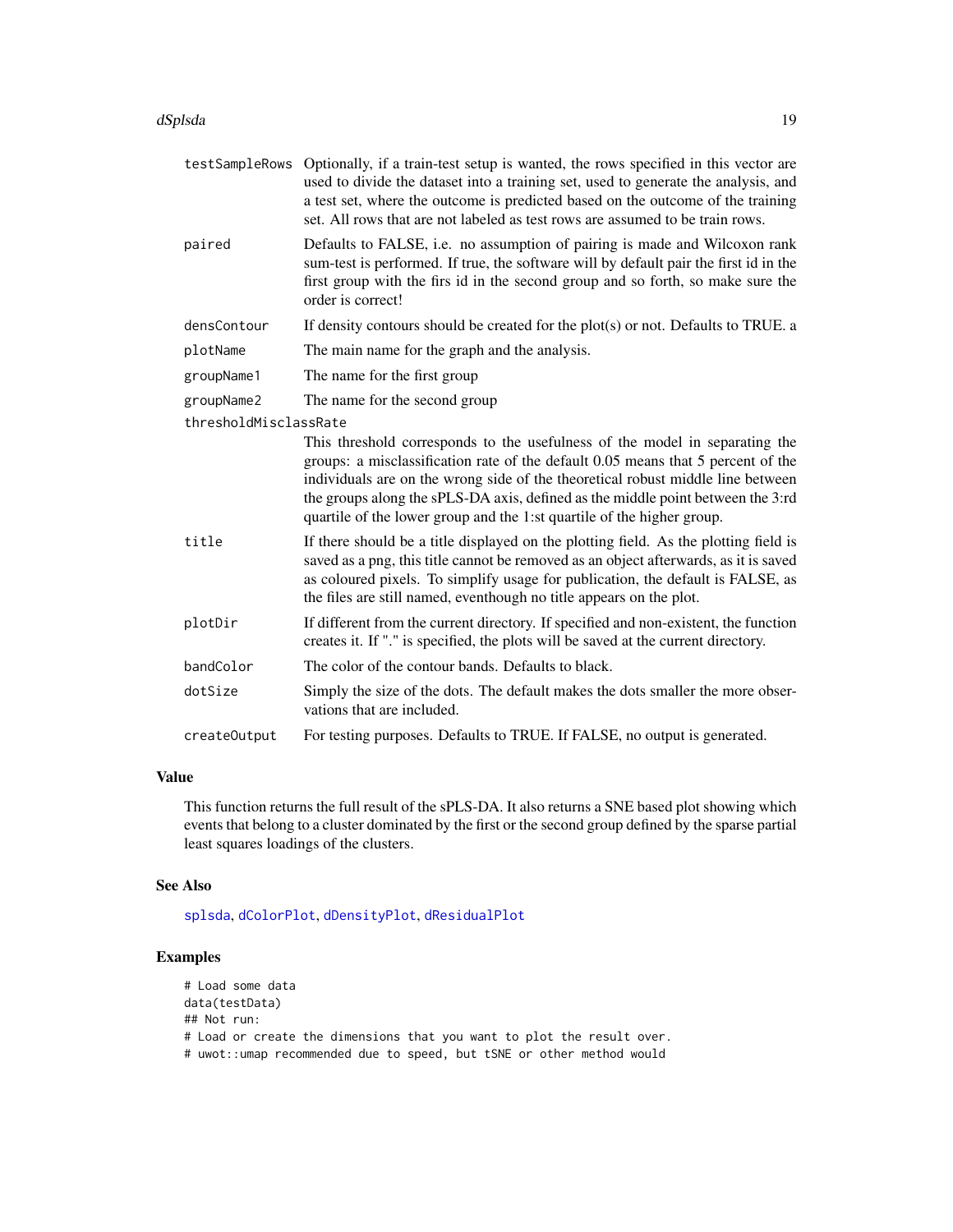| | |
|---|---|
| `testSampleRows` | Optionally, if a train-test setup is wanted, the rows specified in this vector are used to divide the dataset into a training set, used to generate the analysis, and a test set, where the outcome is predicted based on the outcome of the training set. All rows that are not labeled as test rows are assumed to be train rows. |
| `paired` | Defaults to FALSE, i.e. no assumption of pairing is made and Wilcoxon rank sum-test is performed. If true, the software will by default pair the first id in the first group with the firs id in the second group and so forth, so make sure the order is correct! |
| `densContour` | If density contours should be created for the plot(s) or not. Defaults to TRUE. a |
| `plotName` | The main name for the graph and the analysis. |
| `groupName1` | The name for the first group |
| `groupName2` | The name for the second group |
| `thresholdMisclassRate` | This threshold corresponds to the usefulness of the model in separating the groups: a misclassification rate of the default 0.05 means that 5 percent of the individuals are on the wrong side of the theoretical robust middle line between the groups along the sPLS-DA axis, defined as the middle point between the 3:rd quartile of the lower group and the 1:st quartile of the higher group. |
| `title` | If there should be a title displayed on the plotting field. As the plotting field is saved as a png, this title cannot be removed as an object afterwards, as it is saved as coloured pixels. To simplify usage for publication, the default is FALSE, as the files are still named, eventhough no title appears on the plot. |
| `plotDir` | If different from the current directory. If specified and non-existent, the function creates it. If "." is specified, the plots will be saved at the current directory. |
| `bandColor` | The color of the contour bands. Defaults to black. |
| `dotSize` | Simply the size of the dots. The default makes the dots smaller the more observations that are included. |
| `createOutput` | For testing purposes. Defaults to TRUE. If FALSE, no output is generated. |

## Value

This function returns the full result of the sPLS-DA. It also returns a SNE based plot showing which events that belong to a cluster dominated by the first or the second group defined by the sparse partial least squares loadings of the clusters.

## See Also

splsda, dColorPlot, dDensityPlot, dResidualPlot

## Examples

```
# Load some data
data(testData)
## Not run:
# Load or create the dimensions that you want to plot the result over.
# uwot::umap recommended due to speed, but tSNE or other method would
```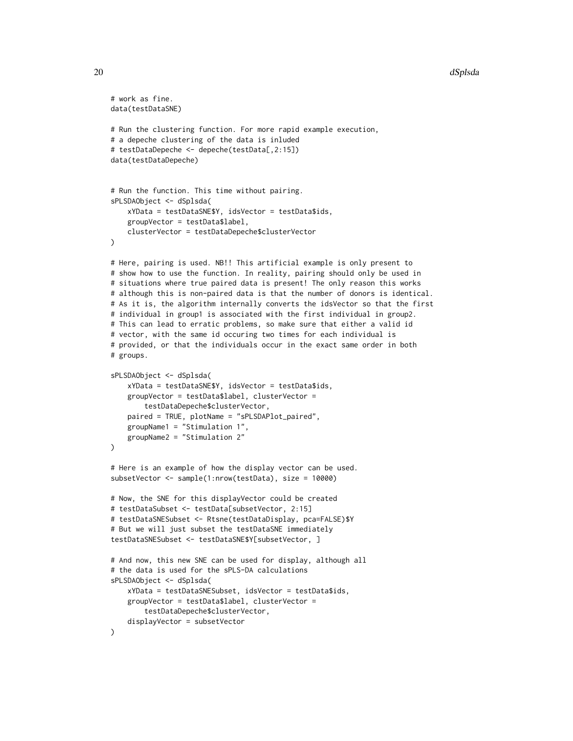```
# work as fine.
data(testDataSNE)

# Run the clustering function. For more rapid example execution,
# a depeche clustering of the data is inluded
# testDataDepeche <- depeche(testData[,2:15])
data(testDataDepeche)


# Run the function. This time without pairing.
sPLSDAObject <- dSplsda(
    xYData = testDataSNE$Y, idsVector = testData$ids,
    groupVector = testData$label,
    clusterVector = testDataDepeche$clusterVector
)

# Here, pairing is used. NB!! This artificial example is only present to
# show how to use the function. In reality, pairing should only be used in
# situations where true paired data is present! The only reason this works
# although this is non-paired data is that the number of donors is identical.
# As it is, the algorithm internally converts the idsVector so that the first
# individual in group1 is associated with the first individual in group2.
# This can lead to erratic problems, so make sure that either a valid id
# vector, with the same id occuring two times for each individual is
# provided, or that the individuals occur in the exact same order in both
# groups.

sPLSDAObject <- dSplsda(
    xYData = testDataSNE$Y, idsVector = testData$ids,
    groupVector = testData$label, clusterVector =
        testDataDepeche$clusterVector,
    paired = TRUE, plotName = "sPLSDAPlot_paired",
    groupName1 = "Stimulation 1",
    groupName2 = "Stimulation 2"
)

# Here is an example of how the display vector can be used.
subsetVector <- sample(1:nrow(testData), size = 10000)

# Now, the SNE for this displayVector could be created
# testDataSubset <- testData[subsetVector, 2:15]
# testDataSNESubset <- Rtsne(testDataDisplay, pca=FALSE)$Y
# But we will just subset the testDataSNE immediately
testDataSNESubset <- testDataSNE$Y[subsetVector, ]

# And now, this new SNE can be used for display, although all
# the data is used for the sPLS-DA calculations
sPLSDAObject <- dSplsda(
    xYData = testDataSNESubset, idsVector = testData$ids,
    groupVector = testData$label, clusterVector =
        testDataDepeche$clusterVector,
    displayVector = subsetVector
)
```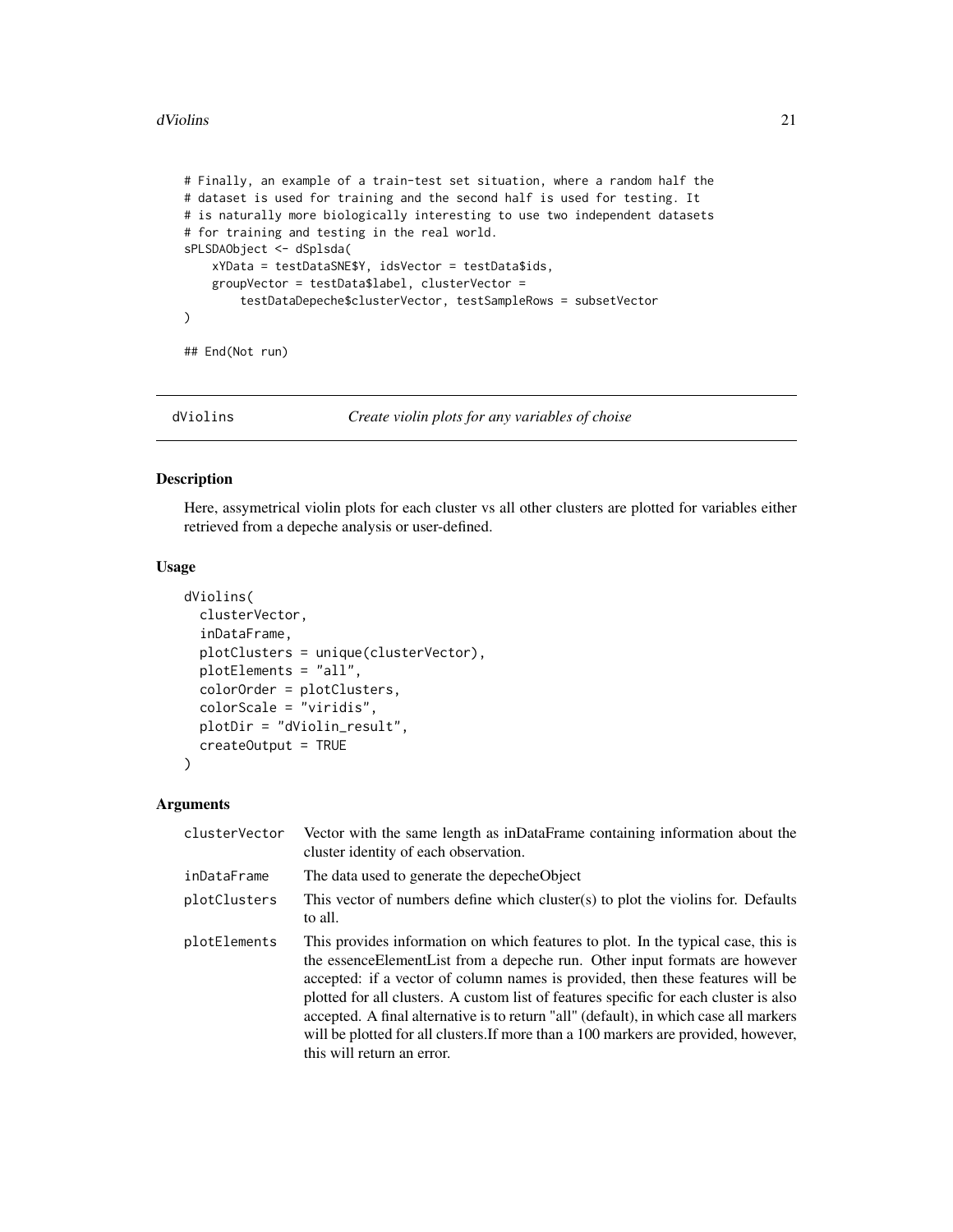```
# Finally, an example of a train-test set situation, where a random half the
# dataset is used for training and the second half is used for testing. It
# is naturally more biologically interesting to use two independent datasets
# for training and testing in the real world.
sPLSDAObject <- dSplsda(
    xYData = testDataSNE$Y, idsVector = testData$ids,
    groupVector = testData$label, clusterVector =
        testDataDepeche$clusterVector, testSampleRows = subsetVector
)

## End(Not run)
```

---

## dViolins — *Create violin plots for any variables of choise*

### Description

Here, assymetrical violin plots for each cluster vs all other clusters are plotted for variables either retrieved from a depeche analysis or user-defined.

### Usage

```
dViolins(
  clusterVector,
  inDataFrame,
  plotClusters = unique(clusterVector),
  plotElements = "all",
  colorOrder = plotClusters,
  colorScale = "viridis",
  plotDir = "dViolin_result",
  createOutput = TRUE
)
```

### Arguments

| | |
|---|---|
| clusterVector | Vector with the same length as inDataFrame containing information about the cluster identity of each observation. |
| inDataFrame | The data used to generate the depecheObject |
| plotClusters | This vector of numbers define which cluster(s) to plot the violins for. Defaults to all. |
| plotElements | This provides information on which features to plot. In the typical case, this is the essenceElementList from a depeche run. Other input formats are however accepted: if a vector of column names is provided, then these features will be plotted for all clusters. A custom list of features specific for each cluster is also accepted. A final alternative is to return "all" (default), in which case all markers will be plotted for all clusters.If more than a 100 markers are provided, however, this will return an error. |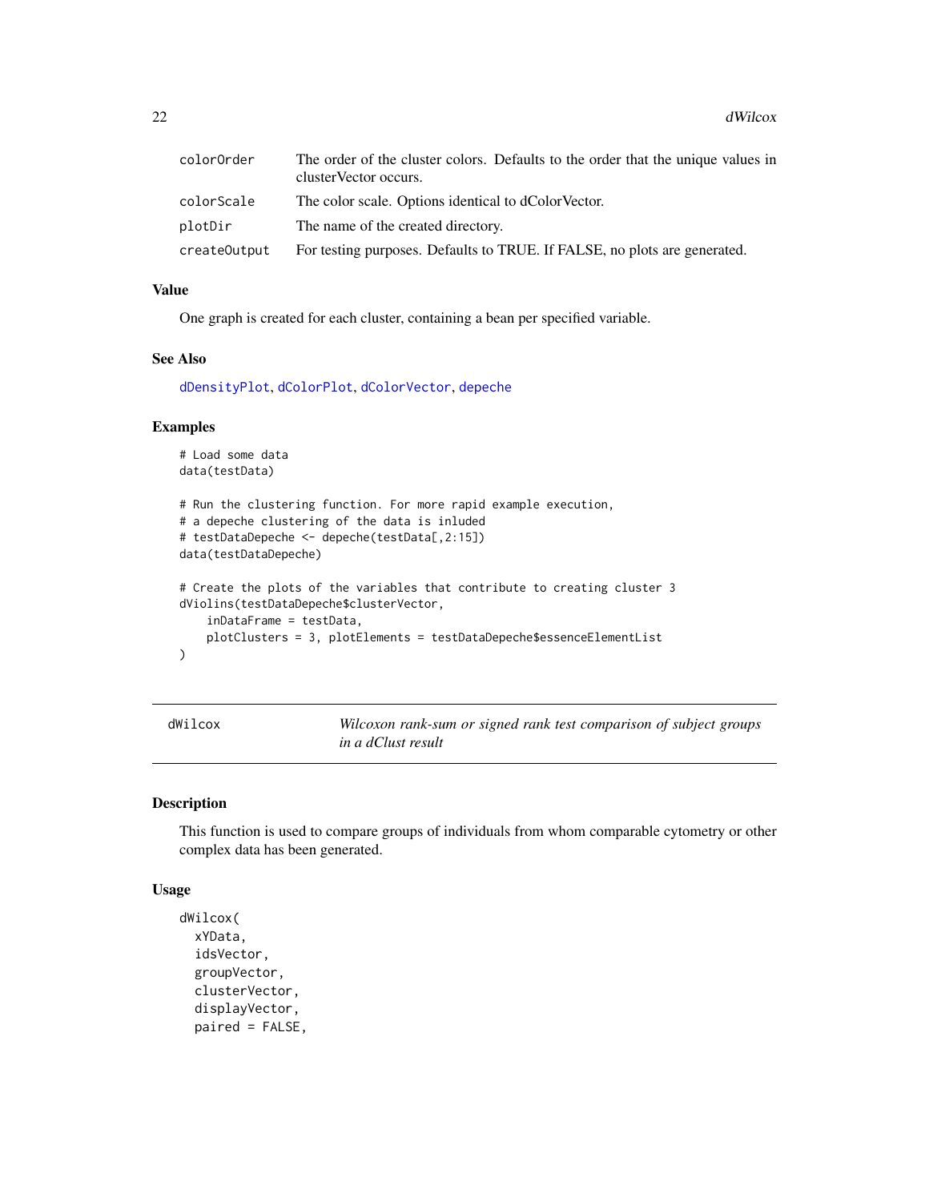| | |
|---|---|
| colorOrder | The order of the cluster colors. Defaults to the order that the unique values in clusterVector occurs. |
| colorScale | The color scale. Options identical to dColorVector. |
| plotDir | The name of the created directory. |
| createOutput | For testing purposes. Defaults to TRUE. If FALSE, no plots are generated. |

### Value

One graph is created for each cluster, containing a bean per specified variable.

### See Also

dDensityPlot, dColorPlot, dColorVector, depeche

### Examples

```
# Load some data
data(testData)

# Run the clustering function. For more rapid example execution,
# a depeche clustering of the data is inluded
# testDataDepeche <- depeche(testData[,2:15])
data(testDataDepeche)

# Create the plots of the variables that contribute to creating cluster 3
dViolins(testDataDepeche$clusterVector,
    inDataFrame = testData,
    plotClusters = 3, plotElements = testDataDepeche$essenceElementList
)
```

---

## dWilcox — *Wilcoxon rank-sum or signed rank test comparison of subject groups in a dClust result*

### Description

This function is used to compare groups of individuals from whom comparable cytometry or other complex data has been generated.

### Usage

```
dWilcox(
  xYData,
  idsVector,
  groupVector,
  clusterVector,
  displayVector,
  paired = FALSE,
```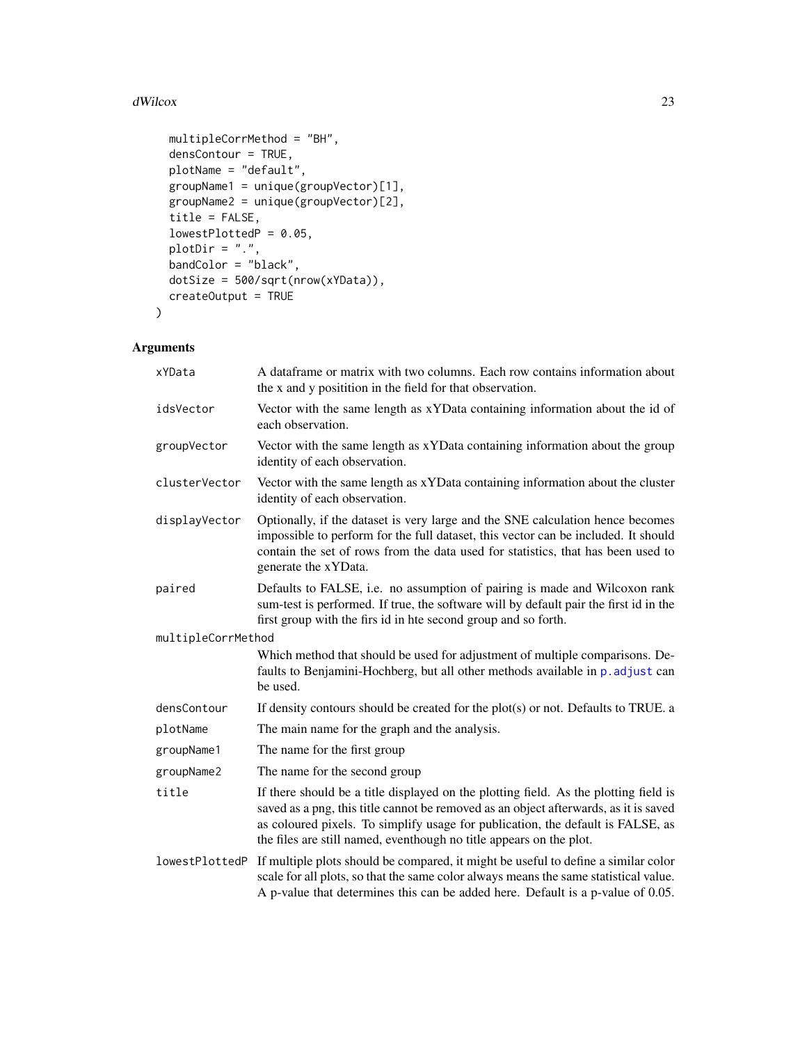```
  multipleCorrMethod = "BH",
  densContour = TRUE,
  plotName = "default",
  groupName1 = unique(groupVector)[1],
  groupName2 = unique(groupVector)[2],
  title = FALSE,
  lowestPlottedP = 0.05,
  plotDir = ".",
  bandColor = "black",
  dotSize = 500/sqrt(nrow(xYData)),
  createOutput = TRUE
)
```

## Arguments

| | |
|---|---|
| xYData | A dataframe or matrix with two columns. Each row contains information about the x and y positition in the field for that observation. |
| idsVector | Vector with the same length as xYData containing information about the id of each observation. |
| groupVector | Vector with the same length as xYData containing information about the group identity of each observation. |
| clusterVector | Vector with the same length as xYData containing information about the cluster identity of each observation. |
| displayVector | Optionally, if the dataset is very large and the SNE calculation hence becomes impossible to perform for the full dataset, this vector can be included. It should contain the set of rows from the data used for statistics, that has been used to generate the xYData. |
| paired | Defaults to FALSE, i.e. no assumption of pairing is made and Wilcoxon rank sum-test is performed. If true, the software will by default pair the first id in the first group with the firs id in hte second group and so forth. |
| multipleCorrMethod | Which method that should be used for adjustment of multiple comparisons. Defaults to Benjamini-Hochberg, but all other methods available in p.adjust can be used. |
| densContour | If density contours should be created for the plot(s) or not. Defaults to TRUE. a |
| plotName | The main name for the graph and the analysis. |
| groupName1 | The name for the first group |
| groupName2 | The name for the second group |
| title | If there should be a title displayed on the plotting field. As the plotting field is saved as a png, this title cannot be removed as an object afterwards, as it is saved as coloured pixels. To simplify usage for publication, the default is FALSE, as the files are still named, eventhough no title appears on the plot. |
| lowestPlottedP | If multiple plots should be compared, it might be useful to define a similar color scale for all plots, so that the same color always means the same statistical value. A p-value that determines this can be added here. Default is a p-value of 0.05. |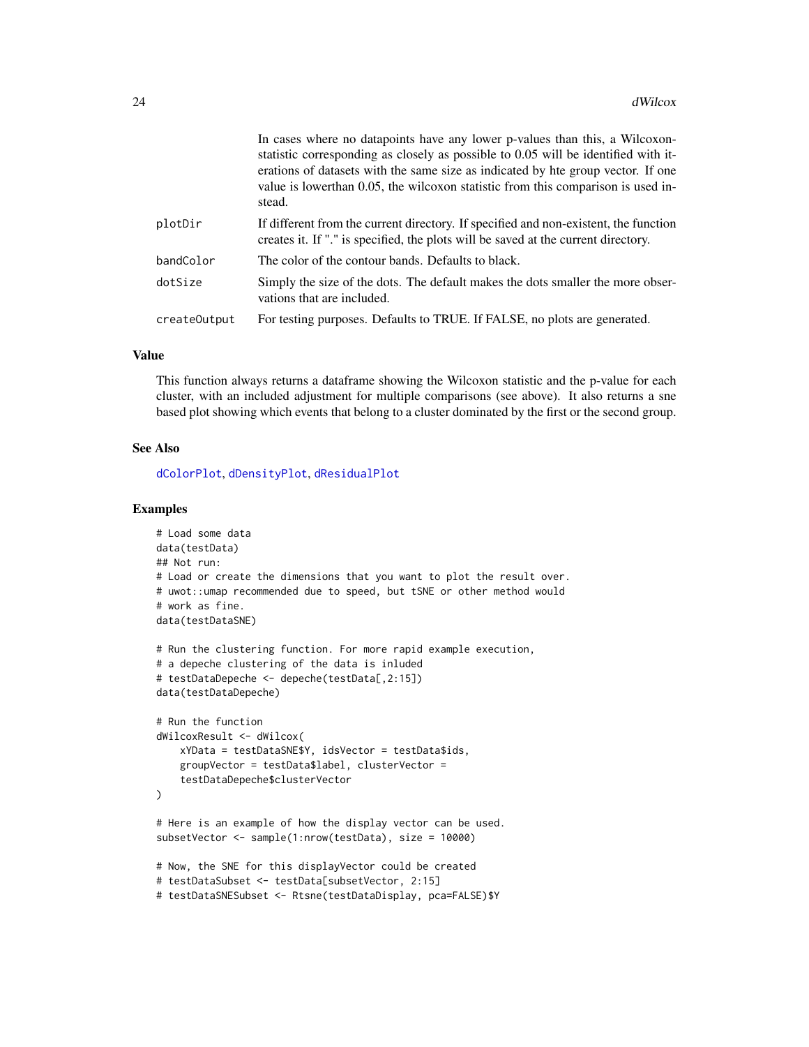In cases where no datapoints have any lower p-values than this, a Wilcoxon-statistic corresponding as closely as possible to 0.05 will be identified with iterations of datasets with the same size as indicated by hte group vector. If one value is lowerthan 0.05, the wilcoxon statistic from this comparison is used instead.

| | |
|---|---|
| plotDir | If different from the current directory. If specified and non-existent, the function creates it. If "." is specified, the plots will be saved at the current directory. |
| bandColor | The color of the contour bands. Defaults to black. |
| dotSize | Simply the size of the dots. The default makes the dots smaller the more observations that are included. |
| createOutput | For testing purposes. Defaults to TRUE. If FALSE, no plots are generated. |

## Value

This function always returns a dataframe showing the Wilcoxon statistic and the p-value for each cluster, with an included adjustment for multiple comparisons (see above). It also returns a sne based plot showing which events that belong to a cluster dominated by the first or the second group.

## See Also

dColorPlot, dDensityPlot, dResidualPlot

## Examples

```
# Load some data
data(testData)
## Not run:
# Load or create the dimensions that you want to plot the result over.
# uwot::umap recommended due to speed, but tSNE or other method would
# work as fine.
data(testDataSNE)

# Run the clustering function. For more rapid example execution,
# a depeche clustering of the data is inluded
# testDataDepeche <- depeche(testData[,2:15])
data(testDataDepeche)

# Run the function
dWilcoxResult <- dWilcox(
    xYData = testDataSNE$Y, idsVector = testData$ids,
    groupVector = testData$label, clusterVector =
    testDataDepeche$clusterVector
)

# Here is an example of how the display vector can be used.
subsetVector <- sample(1:nrow(testData), size = 10000)

# Now, the SNE for this displayVector could be created
# testDataSubset <- testData[subsetVector, 2:15]
# testDataSNESubset <- Rtsne(testDataDisplay, pca=FALSE)$Y
```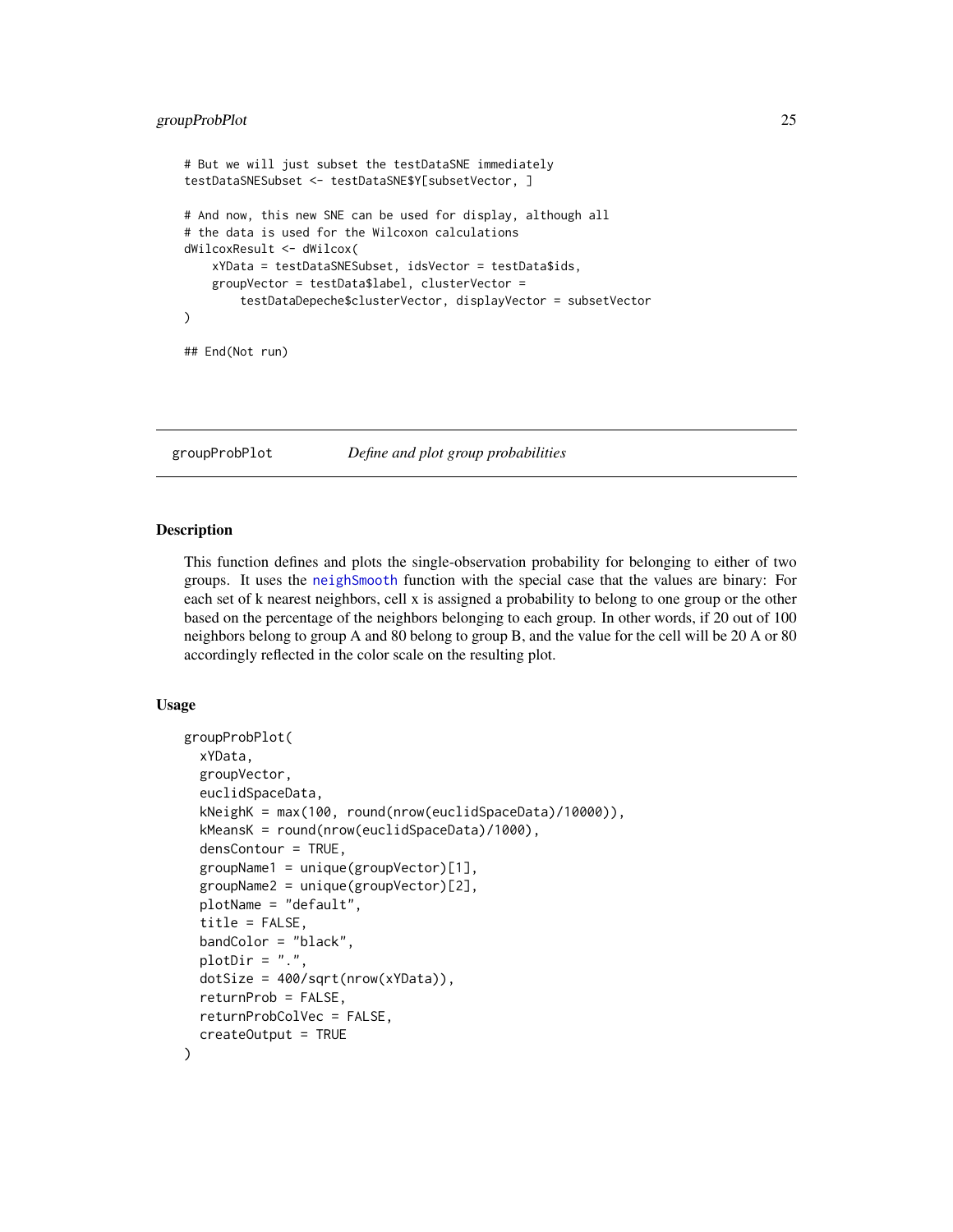```
# But we will just subset the testDataSNE immediately
testDataSNESubset <- testDataSNE$Y[subsetVector, ]

# And now, this new SNE can be used for display, although all
# the data is used for the Wilcoxon calculations
dWilcoxResult <- dWilcox(
    xYData = testDataSNESubset, idsVector = testData$ids,
    groupVector = testData$label, clusterVector =
        testDataDepeche$clusterVector, displayVector = subsetVector
)

## End(Not run)
```

## groupProbPlot — *Define and plot group probabilities*

### Description

This function defines and plots the single-observation probability for belonging to either of two groups. It uses the neighSmooth function with the special case that the values are binary: For each set of k nearest neighbors, cell x is assigned a probability to belong to one group or the other based on the percentage of the neighbors belonging to each group. In other words, if 20 out of 100 neighbors belong to group A and 80 belong to group B, and the value for the cell will be 20 A or 80 accordingly reflected in the color scale on the resulting plot.

### Usage

```
groupProbPlot(
  xYData,
  groupVector,
  euclidSpaceData,
  kNeighK = max(100, round(nrow(euclidSpaceData)/10000)),
  kMeansK = round(nrow(euclidSpaceData)/1000),
  densContour = TRUE,
  groupName1 = unique(groupVector)[1],
  groupName2 = unique(groupVector)[2],
  plotName = "default",
  title = FALSE,
  bandColor = "black",
  plotDir = ".",
  dotSize = 400/sqrt(nrow(xYData)),
  returnProb = FALSE,
  returnProbColVec = FALSE,
  createOutput = TRUE
)
```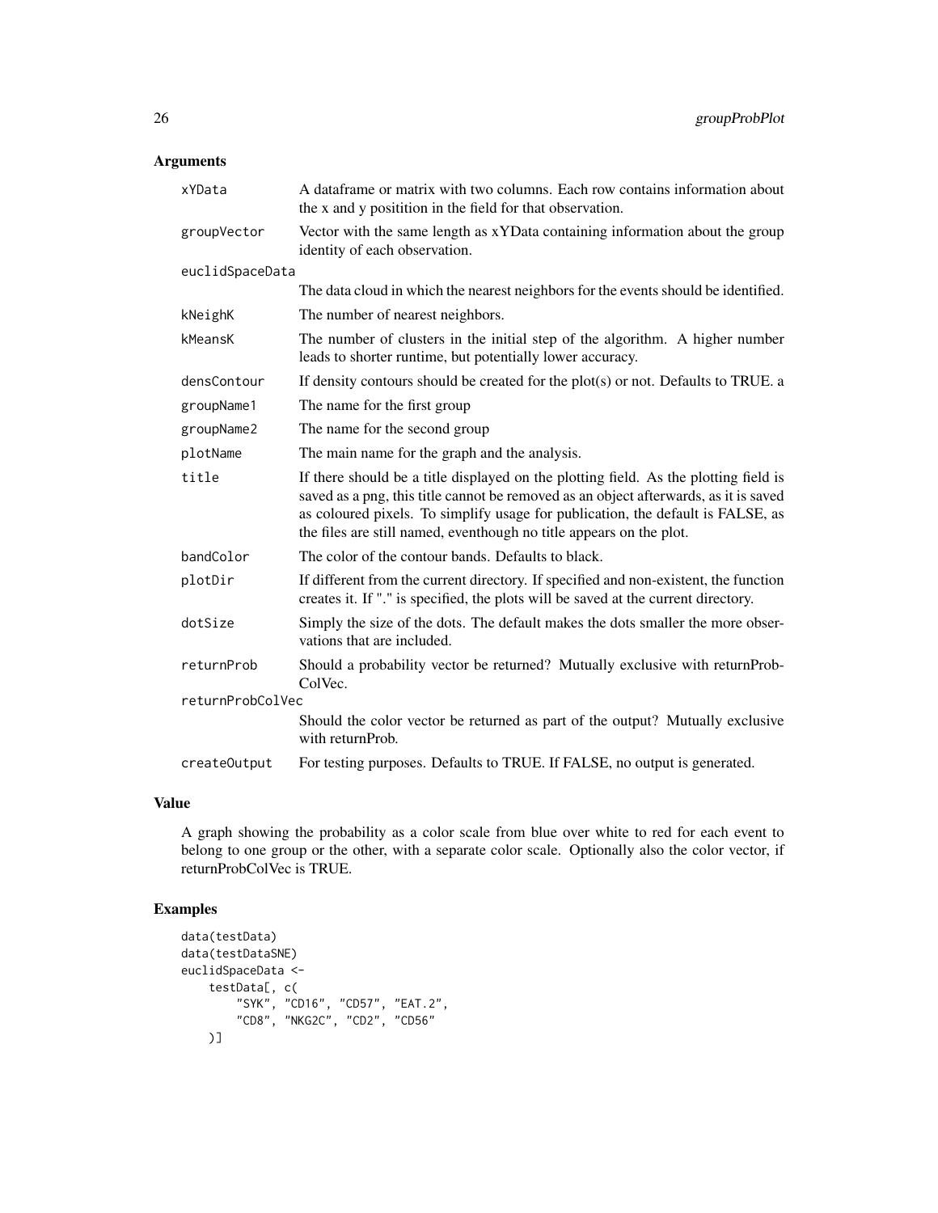## Arguments

| | |
|---|---|
| xYData | A dataframe or matrix with two columns. Each row contains information about the x and y positition in the field for that observation. |
| groupVector | Vector with the same length as xYData containing information about the group identity of each observation. |
| euclidSpaceData | The data cloud in which the nearest neighbors for the events should be identified. |
| kNeighK | The number of nearest neighbors. |
| kMeansK | The number of clusters in the initial step of the algorithm. A higher number leads to shorter runtime, but potentially lower accuracy. |
| densContour | If density contours should be created for the plot(s) or not. Defaults to TRUE. a |
| groupName1 | The name for the first group |
| groupName2 | The name for the second group |
| plotName | The main name for the graph and the analysis. |
| title | If there should be a title displayed on the plotting field. As the plotting field is saved as a png, this title cannot be removed as an object afterwards, as it is saved as coloured pixels. To simplify usage for publication, the default is FALSE, as the files are still named, eventhough no title appears on the plot. |
| bandColor | The color of the contour bands. Defaults to black. |
| plotDir | If different from the current directory. If specified and non-existent, the function creates it. If "." is specified, the plots will be saved at the current directory. |
| dotSize | Simply the size of the dots. The default makes the dots smaller the more observations that are included. |
| returnProb | Should a probability vector be returned? Mutually exclusive with returnProbColVec. |
| returnProbColVec | Should the color vector be returned as part of the output? Mutually exclusive with returnProb. |
| createOutput | For testing purposes. Defaults to TRUE. If FALSE, no output is generated. |

## Value

A graph showing the probability as a color scale from blue over white to red for each event to belong to one group or the other, with a separate color scale. Optionally also the color vector, if returnProbColVec is TRUE.

## Examples

```
data(testData)
data(testDataSNE)
euclidSpaceData <-
    testData[, c(
        "SYK", "CD16", "CD57", "EAT.2",
        "CD8", "NKG2C", "CD2", "CD56"
    )]
```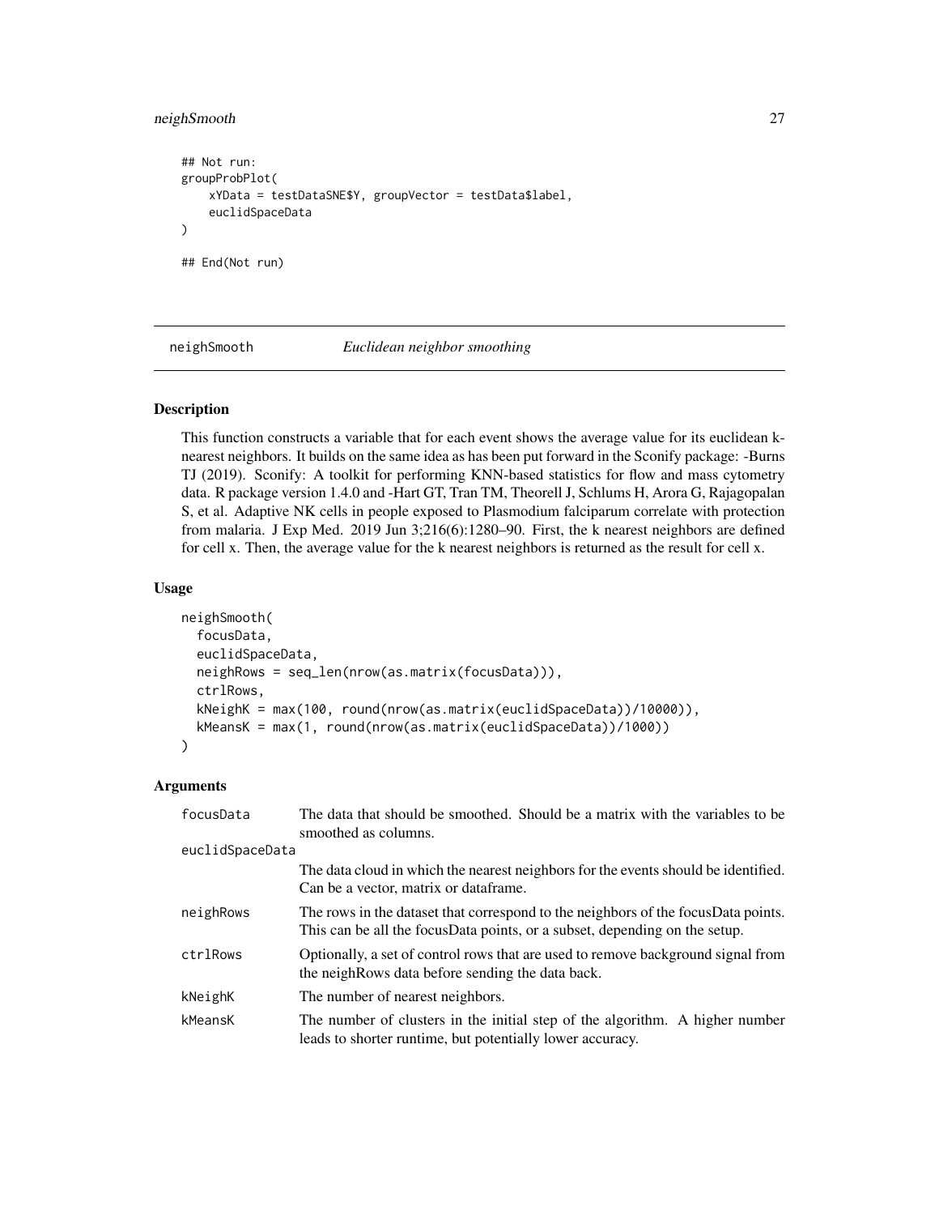```
## Not run:
groupProbPlot(
    xYData = testDataSNE$Y, groupVector = testData$label,
    euclidSpaceData
)

## End(Not run)
```

## neighSmooth — *Euclidean neighbor smoothing*

### Description

This function constructs a variable that for each event shows the average value for its euclidean k-nearest neighbors. It builds on the same idea as has been put forward in the Sconify package: -Burns TJ (2019). Sconify: A toolkit for performing KNN-based statistics for flow and mass cytometry data. R package version 1.4.0 and -Hart GT, Tran TM, Theorell J, Schlums H, Arora G, Rajagopalan S, et al. Adaptive NK cells in people exposed to Plasmodium falciparum correlate with protection from malaria. J Exp Med. 2019 Jun 3;216(6):1280–90. First, the k nearest neighbors are defined for cell x. Then, the average value for the k nearest neighbors is returned as the result for cell x.

### Usage

```
neighSmooth(
  focusData,
  euclidSpaceData,
  neighRows = seq_len(nrow(as.matrix(focusData))),
  ctrlRows,
  kNeighK = max(100, round(nrow(as.matrix(euclidSpaceData))/10000)),
  kMeansK = max(1, round(nrow(as.matrix(euclidSpaceData))/1000))
)
```

### Arguments

| | |
|---|---|
| focusData | The data that should be smoothed. Should be a matrix with the variables to be smoothed as columns. |
| euclidSpaceData | The data cloud in which the nearest neighbors for the events should be identified. Can be a vector, matrix or dataframe. |
| neighRows | The rows in the dataset that correspond to the neighbors of the focusData points. This can be all the focusData points, or a subset, depending on the setup. |
| ctrlRows | Optionally, a set of control rows that are used to remove background signal from the neighRows data before sending the data back. |
| kNeighK | The number of nearest neighbors. |
| kMeansK | The number of clusters in the initial step of the algorithm. A higher number leads to shorter runtime, but potentially lower accuracy. |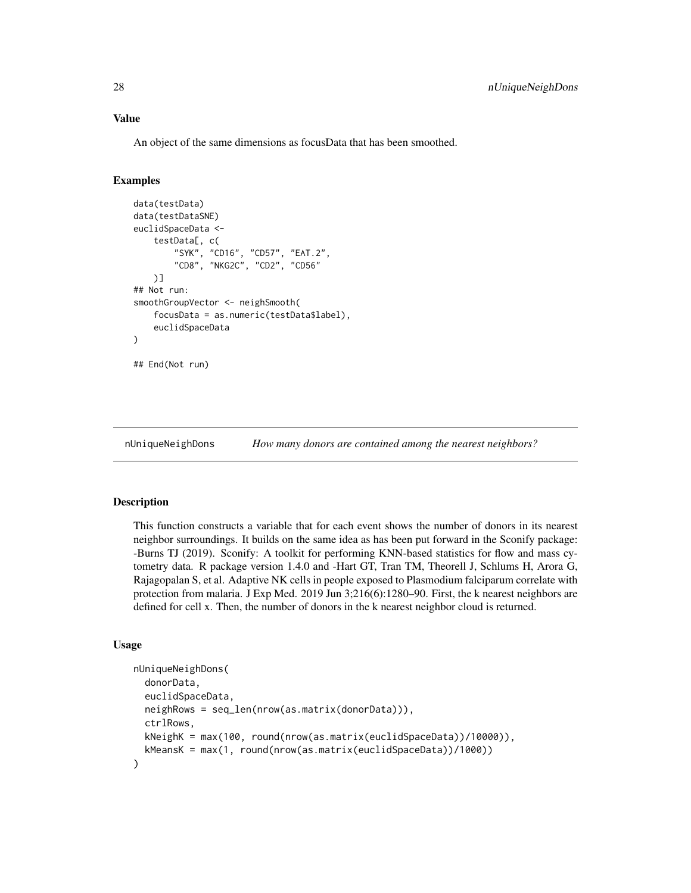### Value

An object of the same dimensions as focusData that has been smoothed.

### Examples

```
data(testData)
data(testDataSNE)
euclidSpaceData <-
    testData[, c(
        "SYK", "CD16", "CD57", "EAT.2",
        "CD8", "NKG2C", "CD2", "CD56"
    )]
## Not run:
smoothGroupVector <- neighSmooth(
    focusData = as.numeric(testData$label),
    euclidSpaceData
)

## End(Not run)
```

## nUniqueNeighDons *How many donors are contained among the nearest neighbors?*

### Description

This function constructs a variable that for each event shows the number of donors in its nearest neighbor surroundings. It builds on the same idea as has been put forward in the Sconify package: -Burns TJ (2019). Sconify: A toolkit for performing KNN-based statistics for flow and mass cytometry data. R package version 1.4.0 and -Hart GT, Tran TM, Theorell J, Schlums H, Arora G, Rajagopalan S, et al. Adaptive NK cells in people exposed to Plasmodium falciparum correlate with protection from malaria. J Exp Med. 2019 Jun 3;216(6):1280–90. First, the k nearest neighbors are defined for cell x. Then, the number of donors in the k nearest neighbor cloud is returned.

### Usage

```
nUniqueNeighDons(
  donorData,
  euclidSpaceData,
  neighRows = seq_len(nrow(as.matrix(donorData))),
  ctrlRows,
  kNeighK = max(100, round(nrow(as.matrix(euclidSpaceData))/10000)),
  kMeansK = max(1, round(nrow(as.matrix(euclidSpaceData))/1000))
)
```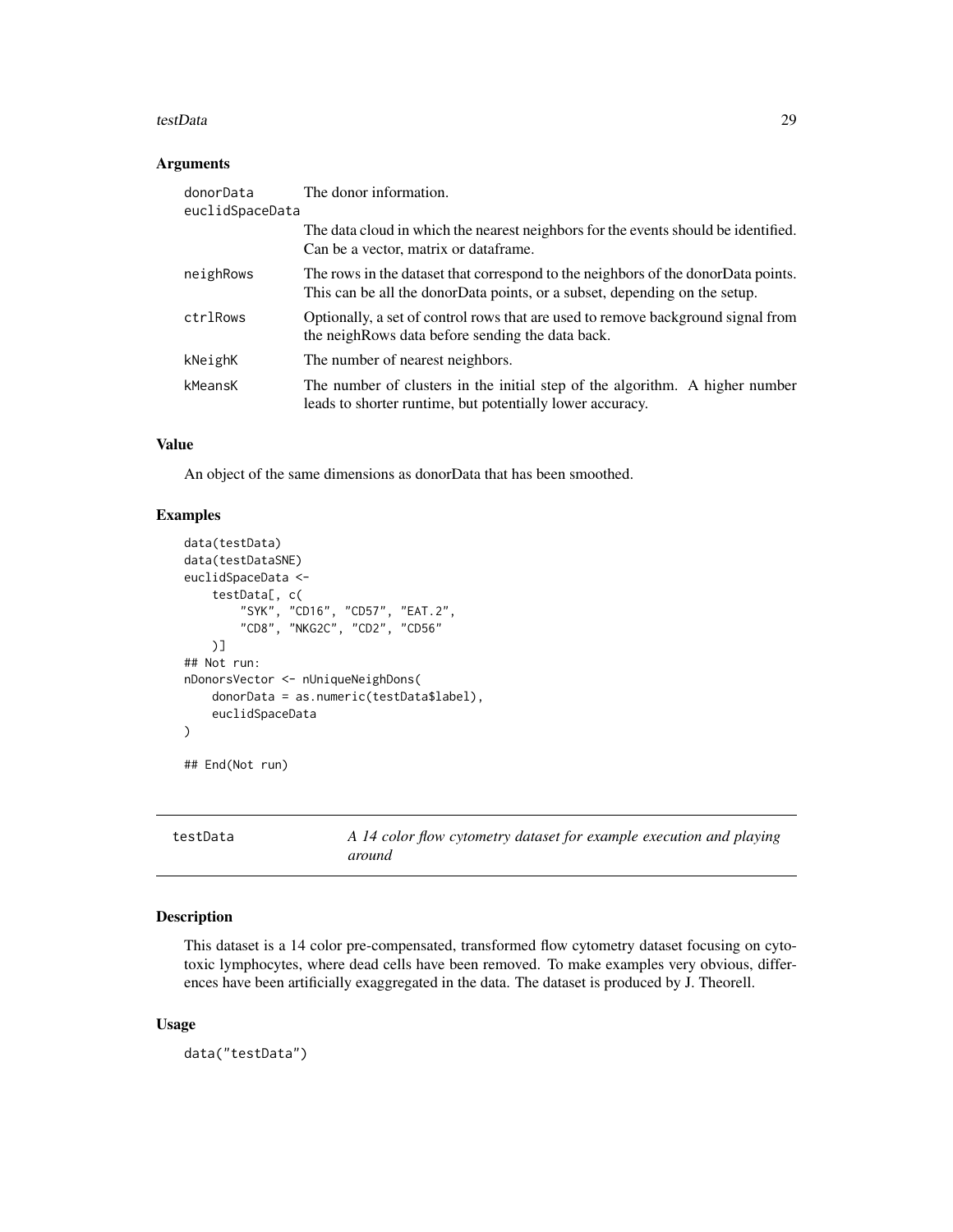### Arguments

| | |
|---|---|
| donorData | The donor information. |
| euclidSpaceData | The data cloud in which the nearest neighbors for the events should be identified. Can be a vector, matrix or dataframe. |
| neighRows | The rows in the dataset that correspond to the neighbors of the donorData points. This can be all the donorData points, or a subset, depending on the setup. |
| ctrlRows | Optionally, a set of control rows that are used to remove background signal from the neighRows data before sending the data back. |
| kNeighK | The number of nearest neighbors. |
| kMeansK | The number of clusters in the initial step of the algorithm. A higher number leads to shorter runtime, but potentially lower accuracy. |

### Value

An object of the same dimensions as donorData that has been smoothed.

### Examples

```
data(testData)
data(testDataSNE)
euclidSpaceData <-
    testData[, c(
        "SYK", "CD16", "CD57", "EAT.2",
        "CD8", "NKG2C", "CD2", "CD56"
    )]
## Not run:
nDonorsVector <- nUniqueNeighDons(
    donorData = as.numeric(testData$label),
    euclidSpaceData
)

## End(Not run)
```

## testData *A 14 color flow cytometry dataset for example execution and playing around*

### Description

This dataset is a 14 color pre-compensated, transformed flow cytometry dataset focusing on cytotoxic lymphocytes, where dead cells have been removed. To make examples very obvious, differences have been artificially exaggregated in the data. The dataset is produced by J. Theorell.

### Usage

```
data("testData")
```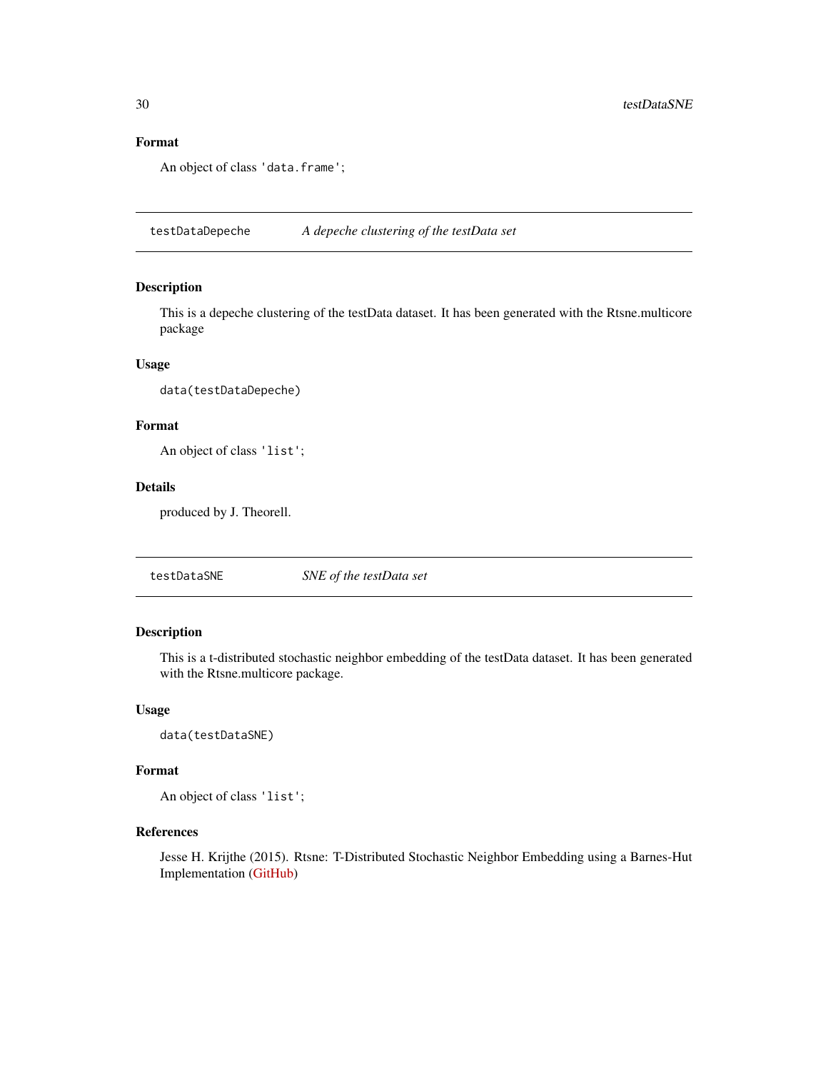### Format

An object of class 'data.frame';

---

## testDataDepeche    *A depeche clustering of the testData set*

---

### Description

This is a depeche clustering of the testData dataset. It has been generated with the Rtsne.multicore package

### Usage

```
data(testDataDepeche)
```

### Format

An object of class 'list';

### Details

produced by J. Theorell.

---

## testDataSNE    *SNE of the testData set*

---

### Description

This is a t-distributed stochastic neighbor embedding of the testData dataset. It has been generated with the Rtsne.multicore package.

### Usage

```
data(testDataSNE)
```

### Format

An object of class 'list';

### References

Jesse H. Krijthe (2015). Rtsne: T-Distributed Stochastic Neighbor Embedding using a Barnes-Hut Implementation (GitHub)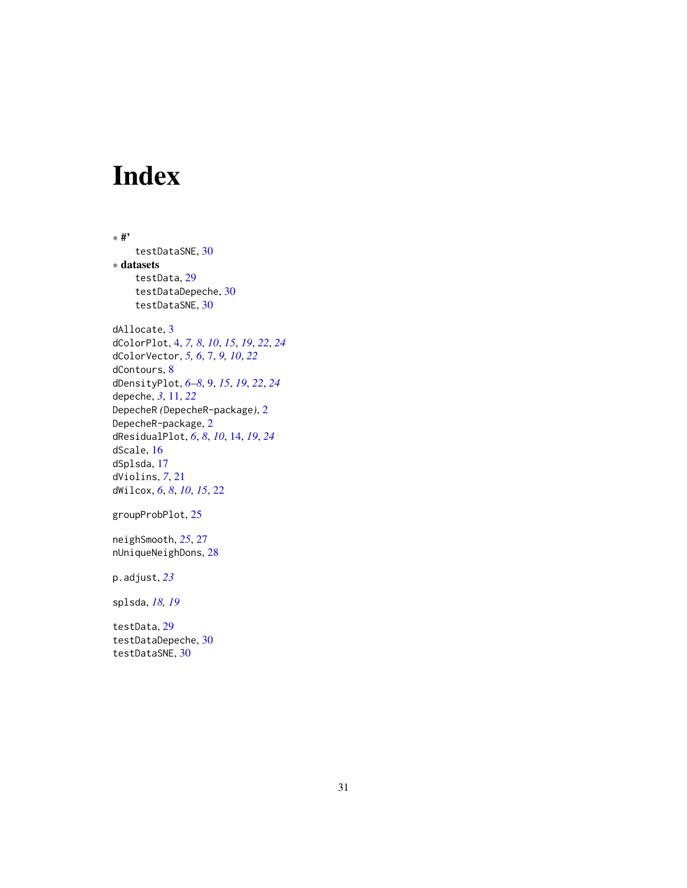# Index

∗ **#'**

  testDataSNE, 30

∗ **datasets**

  testData, 29
  testDataDepeche, 30
  testDataSNE, 30

dAllocate, 3
dColorPlot, 4, *7, 8*, *10*, *15*, *19*, *22*, *24*
dColorVector, *5, 6*, 7, *9, 10*, *22*
dContours, 8
dDensityPlot, *6–8*, 9, *15*, *19*, *22*, *24*
depeche, *3*, 11, *22*
DepecheR (DepecheR-package), 2
DepecheR-package, 2
dResidualPlot, *6*, *8*, *10*, 14, *19*, *24*
dScale, 16
dSplsda, 17
dViolins, *7*, 21
dWilcox, *6*, *8*, *10*, *15*, 22

groupProbPlot, 25

neighSmooth, *25*, 27
nUniqueNeighDons, 28

p.adjust, *23*

splsda, *18, 19*

testData, 29
testDataDepeche, 30
testDataSNE, 30